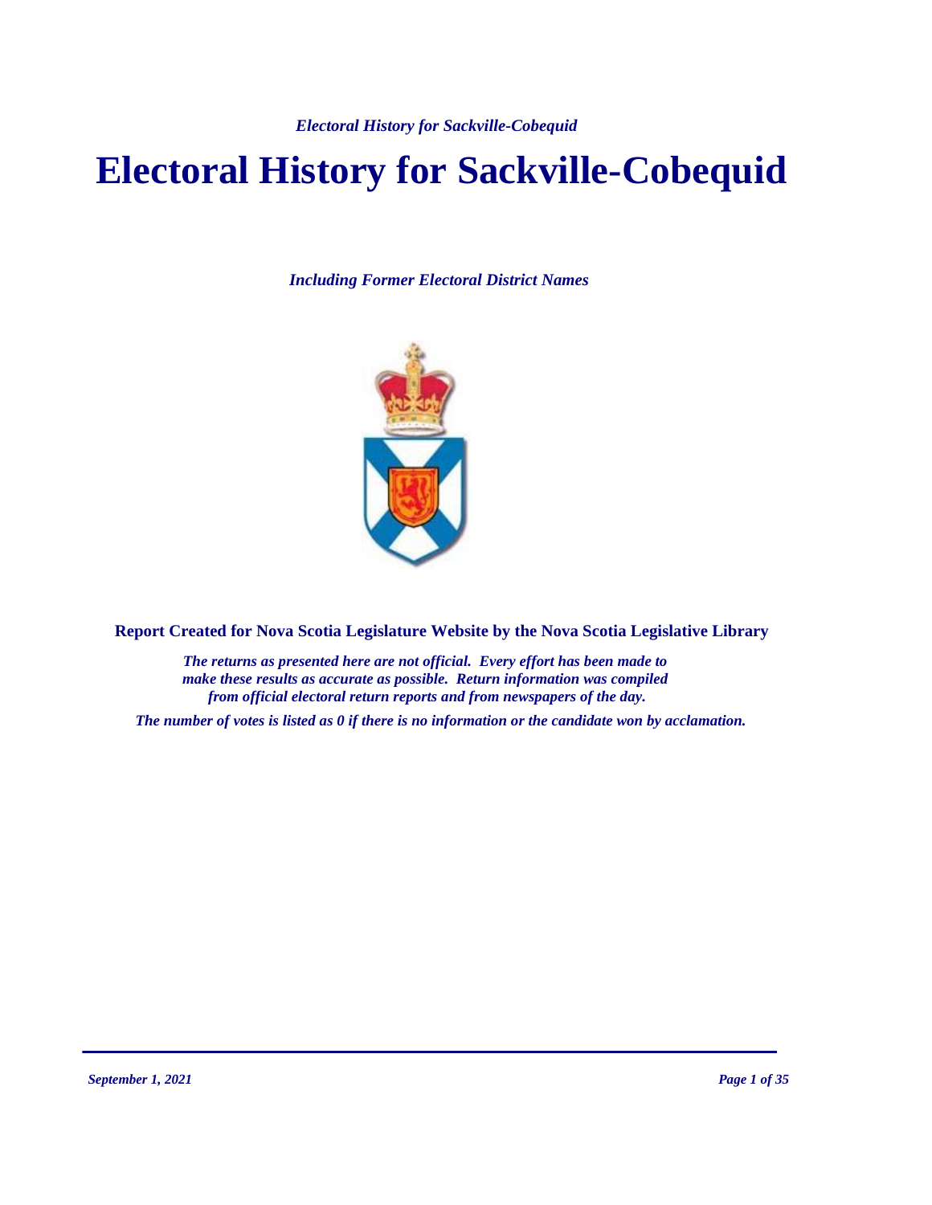# Electoral History for Sackville-Cobequid

*Including Former Electoral District Names*

**Report Created for Nova Scotia Legislature Website by the Nova Scotia Legislative Library**

***The returns as presented here are not official. Every effort has been made to make these results as accurate as possible. Return information was compiled from official electoral return reports and from newspapers of the day.***

***The number of votes is listed as 0 if there is no information or the candidate won by acclamation.***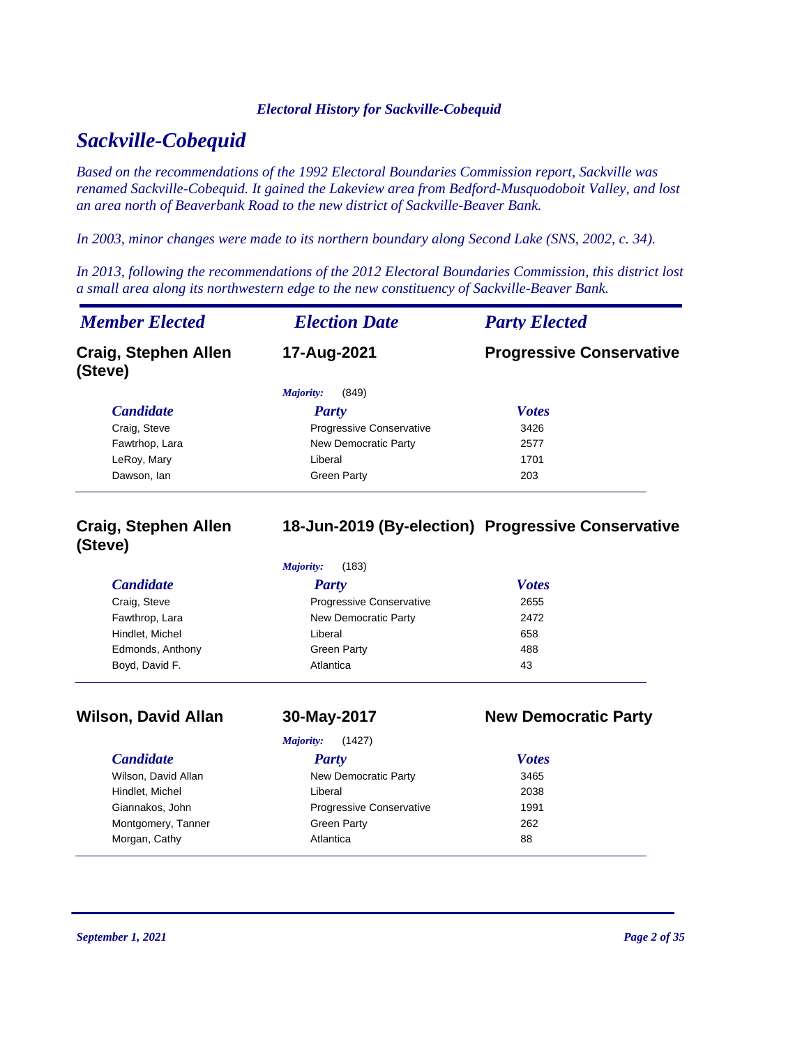# Sackville-Cobequid

*Based on the recommendations of the 1992 Electoral Boundaries Commission report, Sackville was renamed Sackville-Cobequid. It gained the Lakeview area from Bedford-Musquodoboit Valley, and lost an area north of Beaverbank Road to the new district of Sackville-Beaver Bank.*

*In 2003, minor changes were made to its northern boundary along Second Lake (SNS, 2002, c. 34).*

*In 2013, following the recommendations of the 2012 Electoral Boundaries Commission, this district lost a small area along its northwestern edge to the new constituency of Sackville-Beaver Bank.*

| *Member Elected* | *Election Date* | *Party Elected* |
|---|---|---|
| **Craig, Stephen Allen (Steve)** | **17-Aug-2021** | **Progressive Conservative** |

*Majority:* (849)

| Candidate | Party | Votes |
|---|---|---|
| Craig, Steve | Progressive Conservative | 3426 |
| Fawtrhop, Lara | New Democratic Party | 2577 |
| LeRoy, Mary | Liberal | 1701 |
| Dawson, Ian | Green Party | 203 |

| *Member Elected* | *Election Date* | *Party Elected* |
|---|---|---|
| **Craig, Stephen Allen (Steve)** | **18-Jun-2019 (By-election)** | **Progressive Conservative** |

*Majority:* (183)

| Candidate | Party | Votes |
|---|---|---|
| Craig, Steve | Progressive Conservative | 2655 |
| Fawthrop, Lara | New Democratic Party | 2472 |
| Hindlet, Michel | Liberal | 658 |
| Edmonds, Anthony | Green Party | 488 |
| Boyd, David F. | Atlantica | 43 |

| *Member Elected* | *Election Date* | *Party Elected* |
|---|---|---|
| **Wilson, David Allan** | **30-May-2017** | **New Democratic Party** |

*Majority:* (1427)

| Candidate | Party | Votes |
|---|---|---|
| Wilson, David Allan | New Democratic Party | 3465 |
| Hindlet, Michel | Liberal | 2038 |
| Giannakos, John | Progressive Conservative | 1991 |
| Montgomery, Tanner | Green Party | 262 |
| Morgan, Cathy | Atlantica | 88 |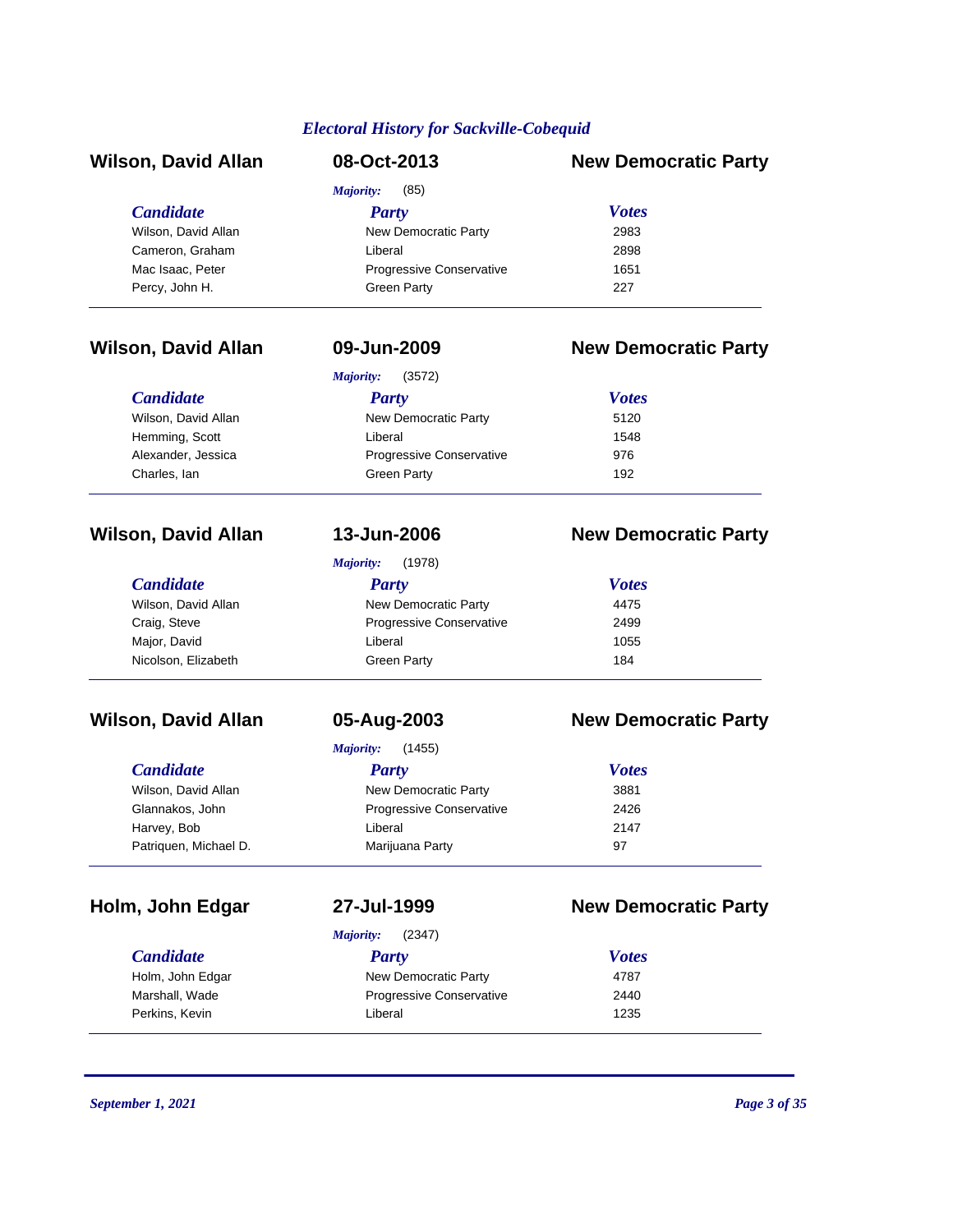*Electoral History for Sackville-Cobequid*

## Wilson, David Allan — 08-Oct-2013 — New Democratic Party

*Majority:* (85)

| Candidate | Party | Votes |
|---|---|---|
| Wilson, David Allan | New Democratic Party | 2983 |
| Cameron, Graham | Liberal | 2898 |
| Mac Isaac, Peter | Progressive Conservative | 1651 |
| Percy, John H. | Green Party | 227 |

## Wilson, David Allan — 09-Jun-2009 — New Democratic Party

*Majority:* (3572)

| Candidate | Party | Votes |
|---|---|---|
| Wilson, David Allan | New Democratic Party | 5120 |
| Hemming, Scott | Liberal | 1548 |
| Alexander, Jessica | Progressive Conservative | 976 |
| Charles, Ian | Green Party | 192 |

## Wilson, David Allan — 13-Jun-2006 — New Democratic Party

*Majority:* (1978)

| Candidate | Party | Votes |
|---|---|---|
| Wilson, David Allan | New Democratic Party | 4475 |
| Craig, Steve | Progressive Conservative | 2499 |
| Major, David | Liberal | 1055 |
| Nicolson, Elizabeth | Green Party | 184 |

## Wilson, David Allan — 05-Aug-2003 — New Democratic Party

*Majority:* (1455)

| Candidate | Party | Votes |
|---|---|---|
| Wilson, David Allan | New Democratic Party | 3881 |
| Glannakos, John | Progressive Conservative | 2426 |
| Harvey, Bob | Liberal | 2147 |
| Patriquen, Michael D. | Marijuana Party | 97 |

## Holm, John Edgar — 27-Jul-1999 — New Democratic Party

*Majority:* (2347)

| Candidate | Party | Votes |
|---|---|---|
| Holm, John Edgar | New Democratic Party | 4787 |
| Marshall, Wade | Progressive Conservative | 2440 |
| Perkins, Kevin | Liberal | 1235 |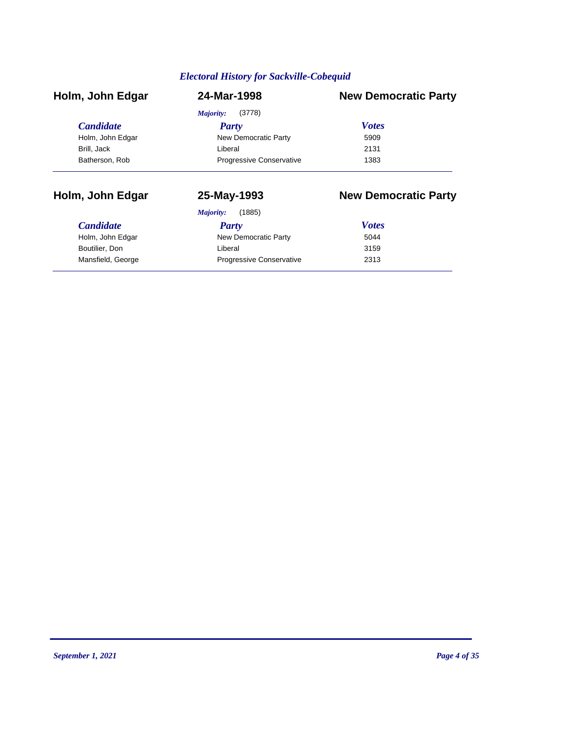*Electoral History for Sackville-Cobequid*

## Holm, John Edgar — 24-Mar-1998 — New Democratic Party

*Majority:* (3778)

| *Candidate* | *Party* | *Votes* |
|---|---|---|
| Holm, John Edgar | New Democratic Party | 5909 |
| Brill, Jack | Liberal | 2131 |
| Batherson, Rob | Progressive Conservative | 1383 |

## Holm, John Edgar — 25-May-1993 — New Democratic Party

*Majority:* (1885)

| *Candidate* | *Party* | *Votes* |
|---|---|---|
| Holm, John Edgar | New Democratic Party | 5044 |
| Boutilier, Don | Liberal | 3159 |
| Mansfield, George | Progressive Conservative | 2313 |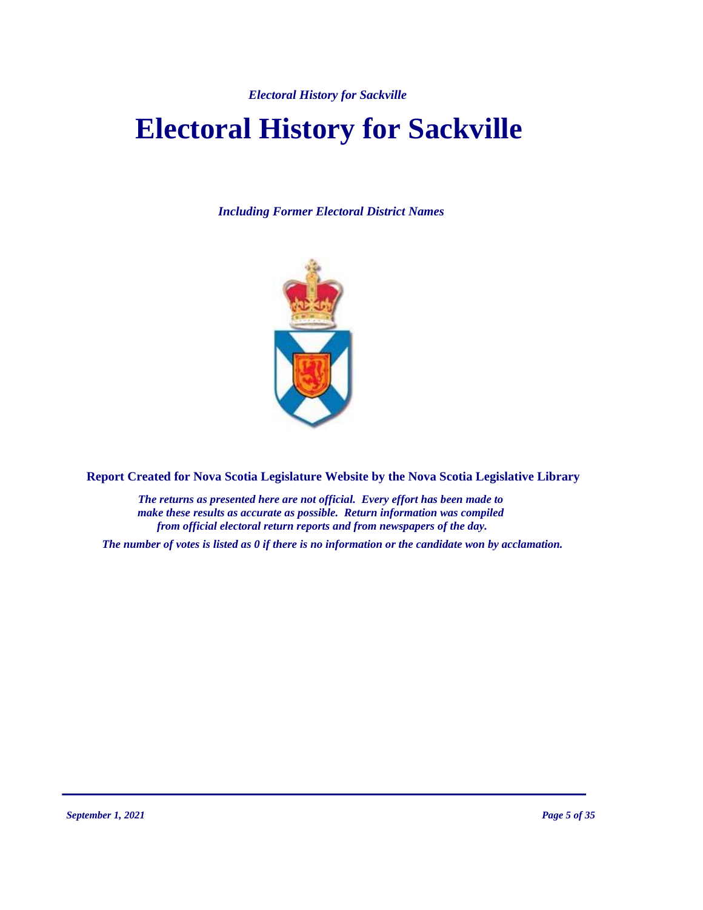# Electoral History for Sackville

*Including Former Electoral District Names*

**Report Created for Nova Scotia Legislature Website by the Nova Scotia Legislative Library**

*The returns as presented here are not official. Every effort has been made to make these results as accurate as possible. Return information was compiled from official electoral return reports and from newspapers of the day.*

*The number of votes is listed as 0 if there is no information or the candidate won by acclamation.*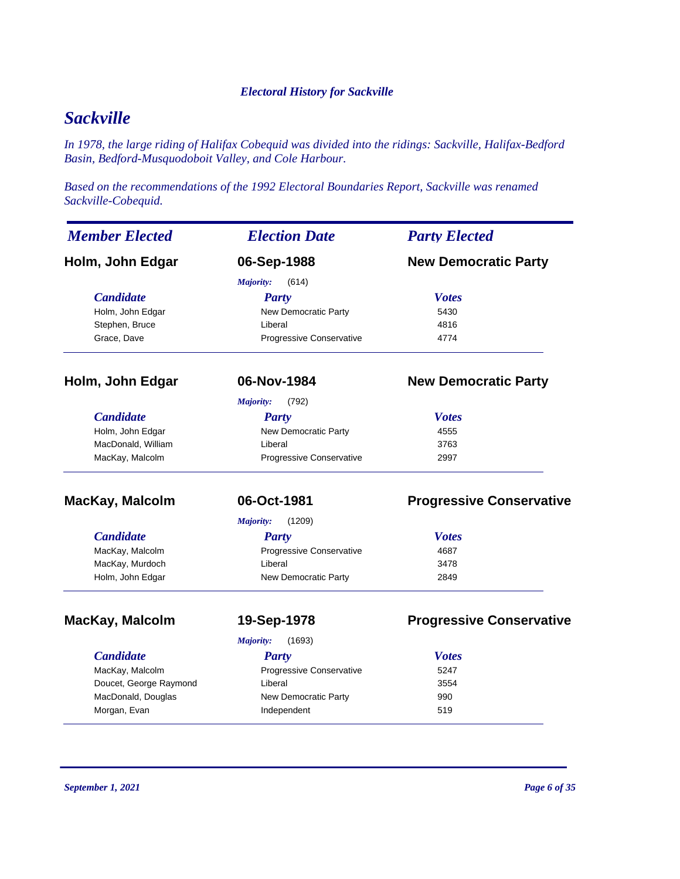# Sackville

*In 1978, the large riding of Halifax Cobequid was divided into the ridings: Sackville, Halifax-Bedford Basin, Bedford-Musquodoboit Valley, and Cole Harbour.*

*Based on the recommendations of the 1992 Electoral Boundaries Report, Sackville was renamed Sackville-Cobequid.*

| *Member Elected* | *Election Date* | *Party Elected* |
|---|---|---|
| **Holm, John Edgar** | **06-Sep-1988** | **New Democratic Party** |

*Majority:* (614)

| *Candidate* | *Party* | *Votes* |
|---|---|---|
| Holm, John Edgar | New Democratic Party | 5430 |
| Stephen, Bruce | Liberal | 4816 |
| Grace, Dave | Progressive Conservative | 4774 |

| *Member Elected* | *Election Date* | *Party Elected* |
|---|---|---|
| **Holm, John Edgar** | **06-Nov-1984** | **New Democratic Party** |

*Majority:* (792)

| *Candidate* | *Party* | *Votes* |
|---|---|---|
| Holm, John Edgar | New Democratic Party | 4555 |
| MacDonald, William | Liberal | 3763 |
| MacKay, Malcolm | Progressive Conservative | 2997 |

| *Member Elected* | *Election Date* | *Party Elected* |
|---|---|---|
| **MacKay, Malcolm** | **06-Oct-1981** | **Progressive Conservative** |

*Majority:* (1209)

| *Candidate* | *Party* | *Votes* |
|---|---|---|
| MacKay, Malcolm | Progressive Conservative | 4687 |
| MacKay, Murdoch | Liberal | 3478 |
| Holm, John Edgar | New Democratic Party | 2849 |

| *Member Elected* | *Election Date* | *Party Elected* |
|---|---|---|
| **MacKay, Malcolm** | **19-Sep-1978** | **Progressive Conservative** |

*Majority:* (1693)

| *Candidate* | *Party* | *Votes* |
|---|---|---|
| MacKay, Malcolm | Progressive Conservative | 5247 |
| Doucet, George Raymond | Liberal | 3554 |
| MacDonald, Douglas | New Democratic Party | 990 |
| Morgan, Evan | Independent | 519 |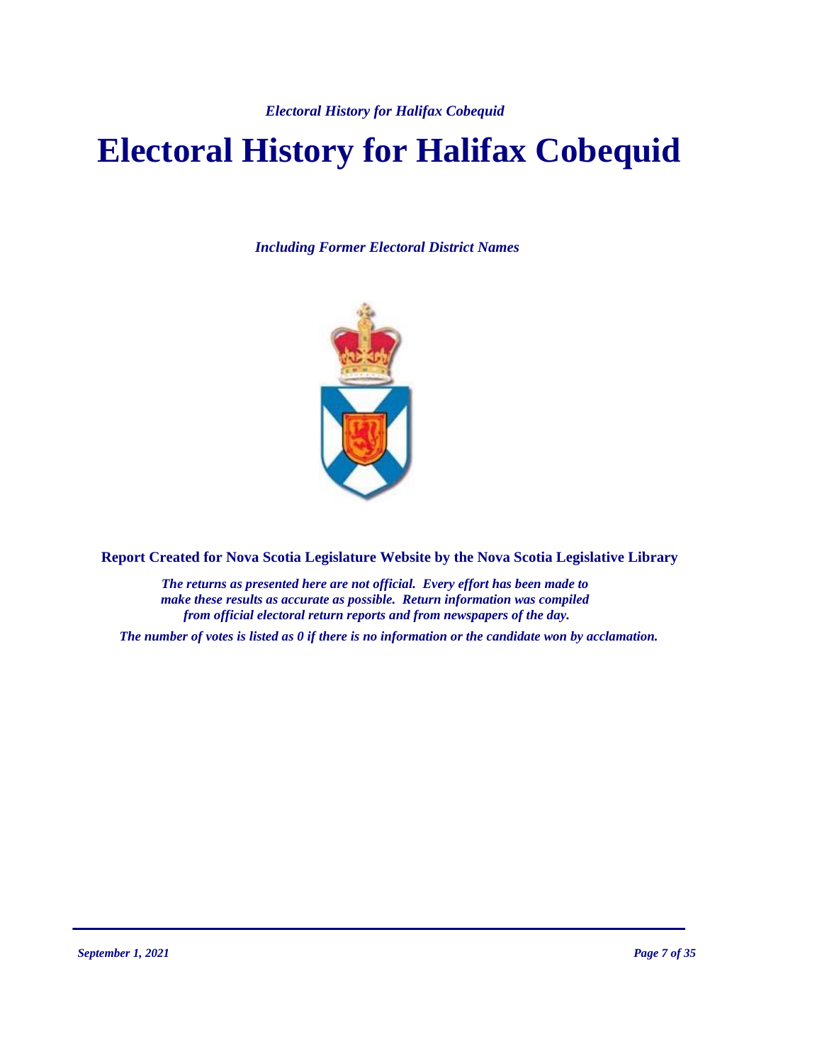# Electoral History for Halifax Cobequid

*Including Former Electoral District Names*

**Report Created for Nova Scotia Legislature Website by the Nova Scotia Legislative Library**

***The returns as presented here are not official. Every effort has been made to make these results as accurate as possible. Return information was compiled from official electoral return reports and from newspapers of the day.***

***The number of votes is listed as 0 if there is no information or the candidate won by acclamation.***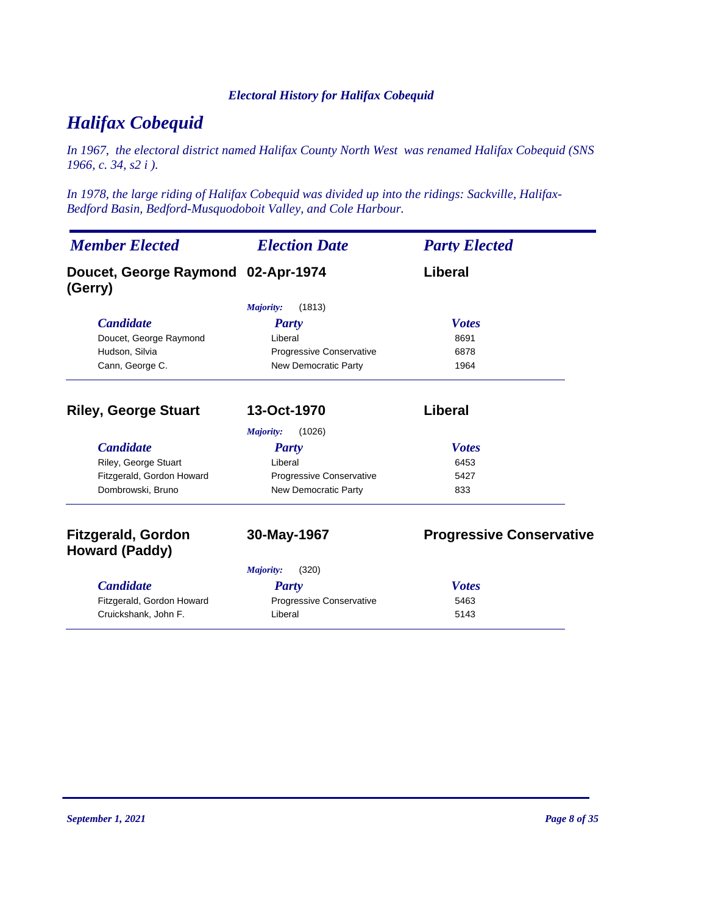# Halifax Cobequid

*In 1967, the electoral district named Halifax County North West was renamed Halifax Cobequid (SNS 1966, c. 34, s2 i ).*

*In 1978, the large riding of Halifax Cobequid was divided up into the ridings: Sackville, Halifax-Bedford Basin, Bedford-Musquodoboit Valley, and Cole Harbour.*

| *Member Elected* | *Election Date* | *Party Elected* |
|---|---|---|

**Doucet, George Raymond (Gerry)** | **02-Apr-1974** | **Liberal**

*Majority:* (1813)

| *Candidate* | *Party* | *Votes* |
|---|---|---|
| Doucet, George Raymond | Liberal | 8691 |
| Hudson, Silvia | Progressive Conservative | 6878 |
| Cann, George C. | New Democratic Party | 1964 |

**Riley, George Stuart** | **13-Oct-1970** | **Liberal**

*Majority:* (1026)

| *Candidate* | *Party* | *Votes* |
|---|---|---|
| Riley, George Stuart | Liberal | 6453 |
| Fitzgerald, Gordon Howard | Progressive Conservative | 5427 |
| Dombrowski, Bruno | New Democratic Party | 833 |

**Fitzgerald, Gordon Howard (Paddy)** | **30-May-1967** | **Progressive Conservative**

*Majority:* (320)

| *Candidate* | *Party* | *Votes* |
|---|---|---|
| Fitzgerald, Gordon Howard | Progressive Conservative | 5463 |
| Cruickshank, John F. | Liberal | 5143 |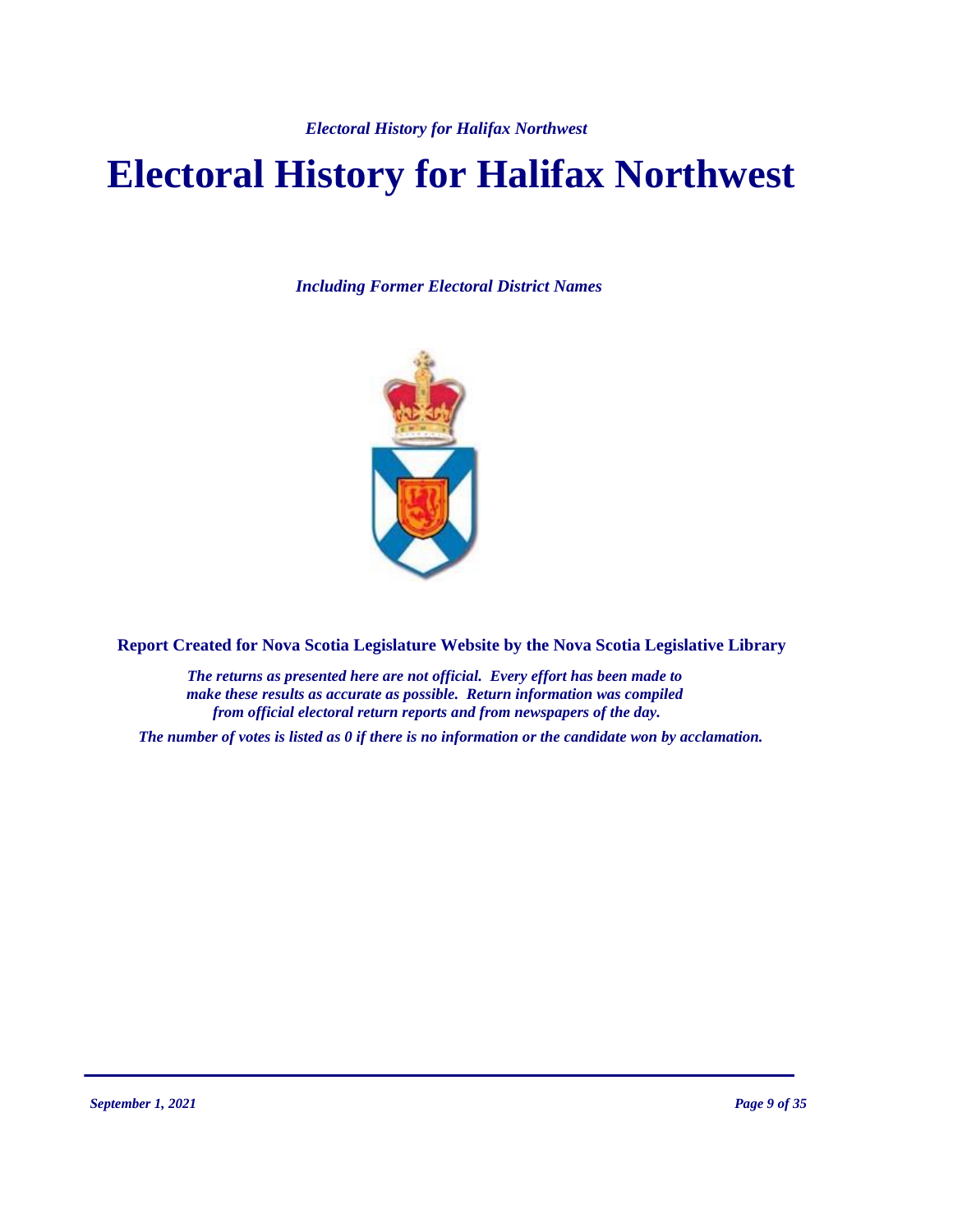# Electoral History for Halifax Northwest

*Including Former Electoral District Names*

**Report Created for Nova Scotia Legislature Website by the Nova Scotia Legislative Library**

*The returns as presented here are not official. Every effort has been made to make these results as accurate as possible. Return information was compiled from official electoral return reports and from newspapers of the day.*

*The number of votes is listed as 0 if there is no information or the candidate won by acclamation.*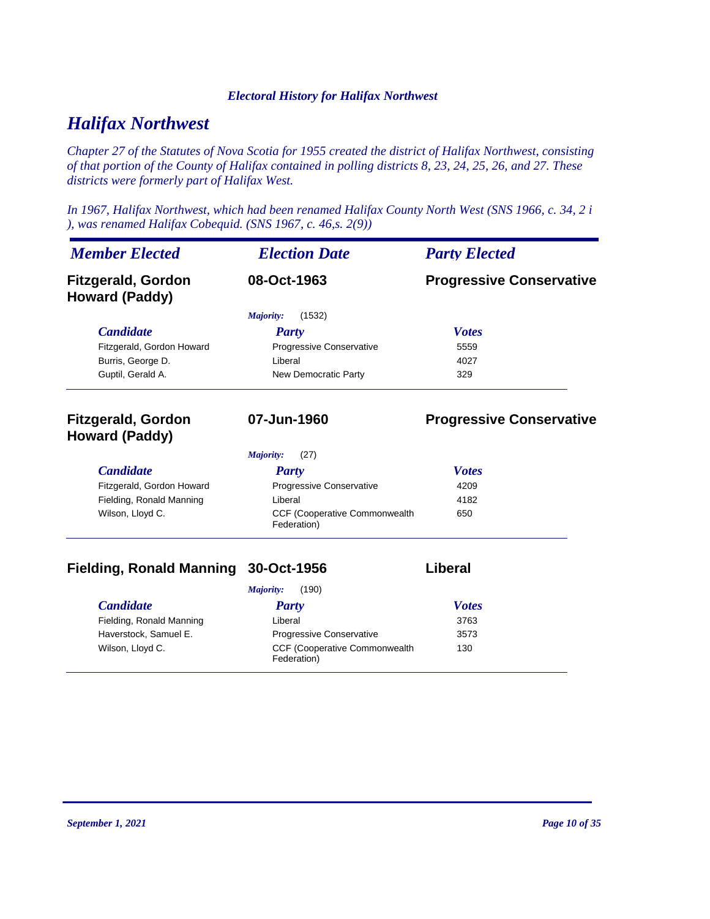# Halifax Northwest

*Chapter 27 of the Statutes of Nova Scotia for 1955 created the district of Halifax Northwest, consisting of that portion of the County of Halifax contained in polling districts 8, 23, 24, 25, 26, and 27. These districts were formerly part of Halifax West.*

*In 1967, Halifax Northwest, which had been renamed Halifax County North West (SNS 1966, c. 34, 2 i ), was renamed Halifax Cobequid. (SNS 1967, c. 46,s. 2(9))*

| *Member Elected* | *Election Date* | *Party Elected* |
|---|---|---|
| **Fitzgerald, Gordon Howard (Paddy)** | **08-Oct-1963** | **Progressive Conservative** |

*Majority:* (1532)

| *Candidate* | *Party* | *Votes* |
|---|---|---|
| Fitzgerald, Gordon Howard | Progressive Conservative | 5559 |
| Burris, George D. | Liberal | 4027 |
| Guptil, Gerald A. | New Democratic Party | 329 |

| *Member Elected* | *Election Date* | *Party Elected* |
|---|---|---|
| **Fitzgerald, Gordon Howard (Paddy)** | **07-Jun-1960** | **Progressive Conservative** |

*Majority:* (27)

| *Candidate* | *Party* | *Votes* |
|---|---|---|
| Fitzgerald, Gordon Howard | Progressive Conservative | 4209 |
| Fielding, Ronald Manning | Liberal | 4182 |
| Wilson, Lloyd C. | CCF (Cooperative Commonwealth Federation) | 650 |

| *Member Elected* | *Election Date* | *Party Elected* |
|---|---|---|
| **Fielding, Ronald Manning** | **30-Oct-1956** | **Liberal** |

*Majority:* (190)

| *Candidate* | *Party* | *Votes* |
|---|---|---|
| Fielding, Ronald Manning | Liberal | 3763 |
| Haverstock, Samuel E. | Progressive Conservative | 3573 |
| Wilson, Lloyd C. | CCF (Cooperative Commonwealth Federation) | 130 |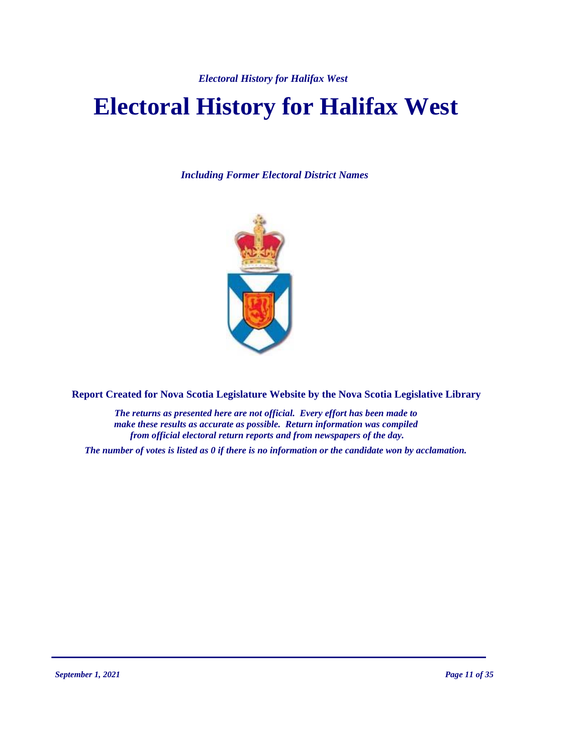# Electoral History for Halifax West

***Including Former Electoral District Names***

**Report Created for Nova Scotia Legislature Website by the Nova Scotia Legislative Library**

***The returns as presented here are not official. Every effort has been made to make these results as accurate as possible. Return information was compiled from official electoral return reports and from newspapers of the day.***

***The number of votes is listed as 0 if there is no information or the candidate won by acclamation.***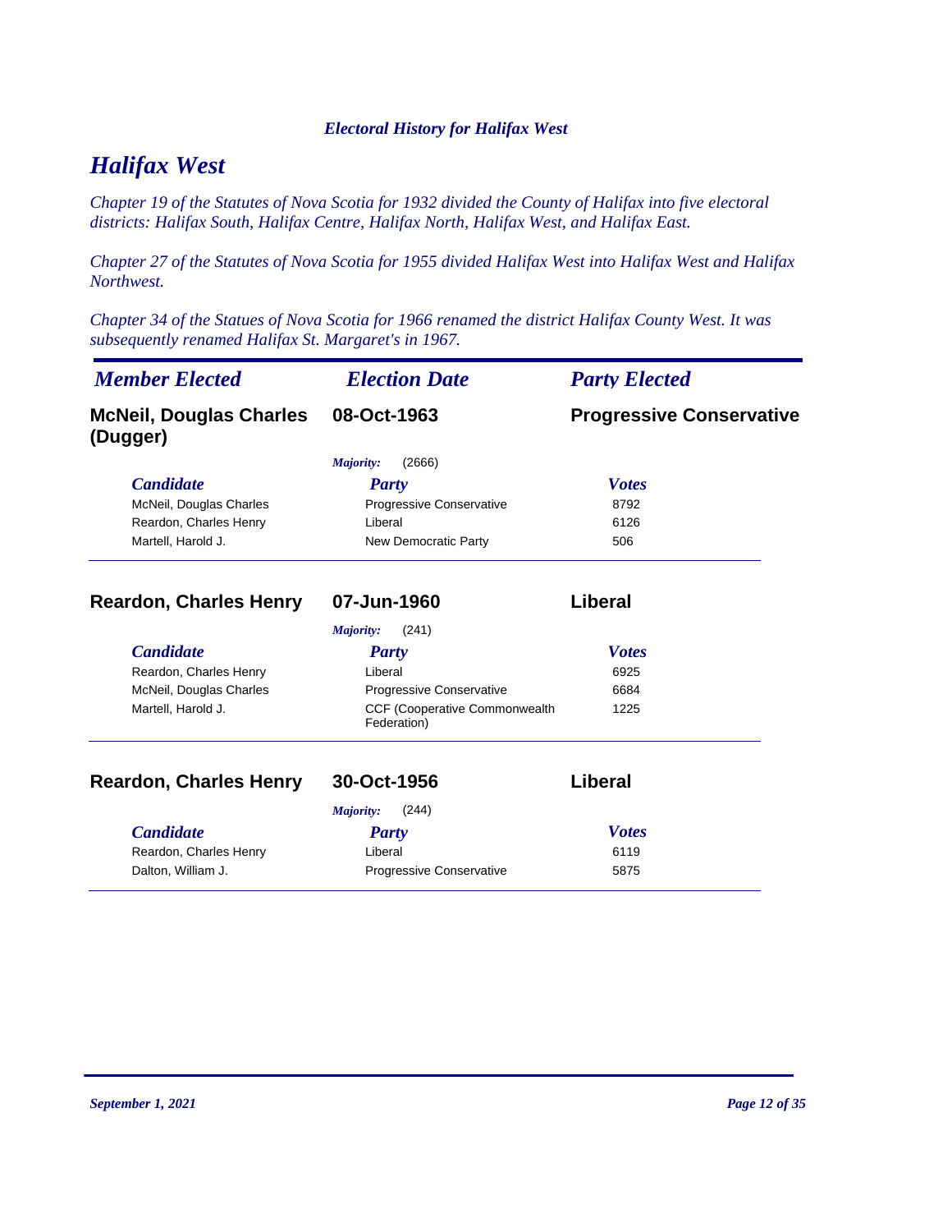# Halifax West

*Chapter 19 of the Statutes of Nova Scotia for 1932 divided the County of Halifax into five electoral districts: Halifax South, Halifax Centre, Halifax North, Halifax West, and Halifax East.*

*Chapter 27 of the Statutes of Nova Scotia for 1955 divided Halifax West into Halifax West and Halifax Northwest.*

*Chapter 34 of the Statues of Nova Scotia for 1966 renamed the district Halifax County West. It was subsequently renamed Halifax St. Margaret's in 1967.*

| *Member Elected* | *Election Date* | *Party Elected* |
|---|---|---|
| **McNeil, Douglas Charles (Dugger)** | **08-Oct-1963** | **Progressive Conservative** |

*Majority:* (2666)

| *Candidate* | *Party* | *Votes* |
|---|---|---|
| McNeil, Douglas Charles | Progressive Conservative | 8792 |
| Reardon, Charles Henry | Liberal | 6126 |
| Martell, Harold J. | New Democratic Party | 506 |

| *Member Elected* | *Election Date* | *Party Elected* |
|---|---|---|
| **Reardon, Charles Henry** | **07-Jun-1960** | **Liberal** |

*Majority:* (241)

| *Candidate* | *Party* | *Votes* |
|---|---|---|
| Reardon, Charles Henry | Liberal | 6925 |
| McNeil, Douglas Charles | Progressive Conservative | 6684 |
| Martell, Harold J. | CCF (Cooperative Commonwealth Federation) | 1225 |

| *Member Elected* | *Election Date* | *Party Elected* |
|---|---|---|
| **Reardon, Charles Henry** | **30-Oct-1956** | **Liberal** |

*Majority:* (244)

| *Candidate* | *Party* | *Votes* |
|---|---|---|
| Reardon, Charles Henry | Liberal | 6119 |
| Dalton, William J. | Progressive Conservative | 5875 |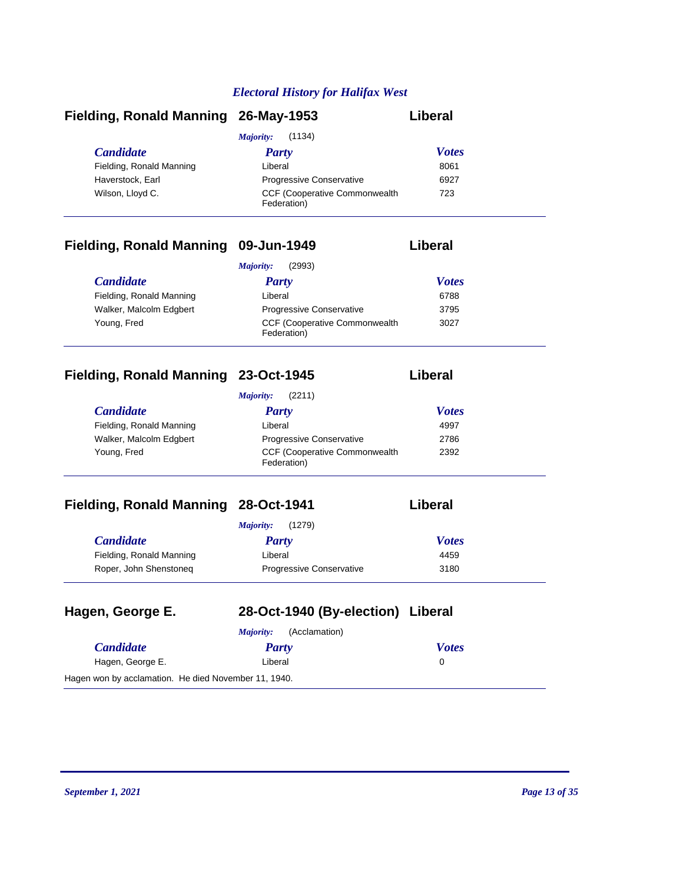## Electoral History for Halifax West

### Fielding, Ronald Manning — 26-May-1953 — Liberal

*Majority:* (1134)

| Candidate | Party | Votes |
|---|---|---|
| Fielding, Ronald Manning | Liberal | 8061 |
| Haverstock, Earl | Progressive Conservative | 6927 |
| Wilson, Lloyd C. | CCF (Cooperative Commonwealth Federation) | 723 |

### Fielding, Ronald Manning — 09-Jun-1949 — Liberal

*Majority:* (2993)

| Candidate | Party | Votes |
|---|---|---|
| Fielding, Ronald Manning | Liberal | 6788 |
| Walker, Malcolm Edgbert | Progressive Conservative | 3795 |
| Young, Fred | CCF (Cooperative Commonwealth Federation) | 3027 |

### Fielding, Ronald Manning — 23-Oct-1945 — Liberal

*Majority:* (2211)

| Candidate | Party | Votes |
|---|---|---|
| Fielding, Ronald Manning | Liberal | 4997 |
| Walker, Malcolm Edgbert | Progressive Conservative | 2786 |
| Young, Fred | CCF (Cooperative Commonwealth Federation) | 2392 |

### Fielding, Ronald Manning — 28-Oct-1941 — Liberal

*Majority:* (1279)

| Candidate | Party | Votes |
|---|---|---|
| Fielding, Ronald Manning | Liberal | 4459 |
| Roper, John Shenstoneq | Progressive Conservative | 3180 |

### Hagen, George E. — 28-Oct-1940 (By-election) — Liberal

*Majority:* (Acclamation)

| Candidate | Party | Votes |
|---|---|---|
| Hagen, George E. | Liberal | 0 |

Hagen won by acclamation. He died November 11, 1940.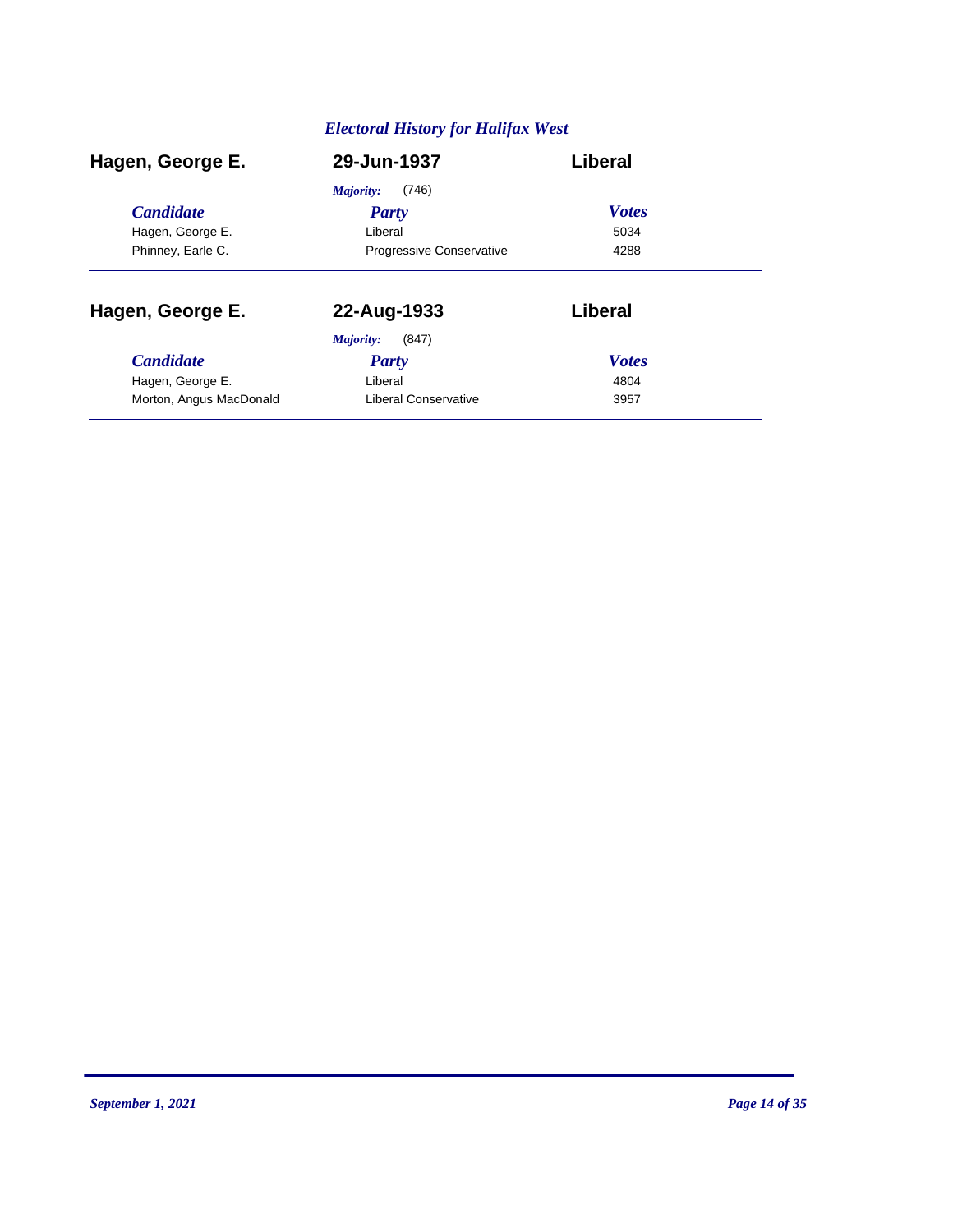## Electral History for Halifax West

### Hagen, George E. — 29-Jun-1937 — Liberal

*Majority:* (746)

| Candidate | Party | Votes |
|---|---|---|
| Hagen, George E. | Liberal | 5034 |
| Phinney, Earle C. | Progressive Conservative | 4288 |

### Hagen, George E. — 22-Aug-1933 — Liberal

*Majority:* (847)

| Candidate | Party | Votes |
|---|---|---|
| Hagen, George E. | Liberal | 4804 |
| Morton, Angus MacDonald | Liberal Conservative | 3957 |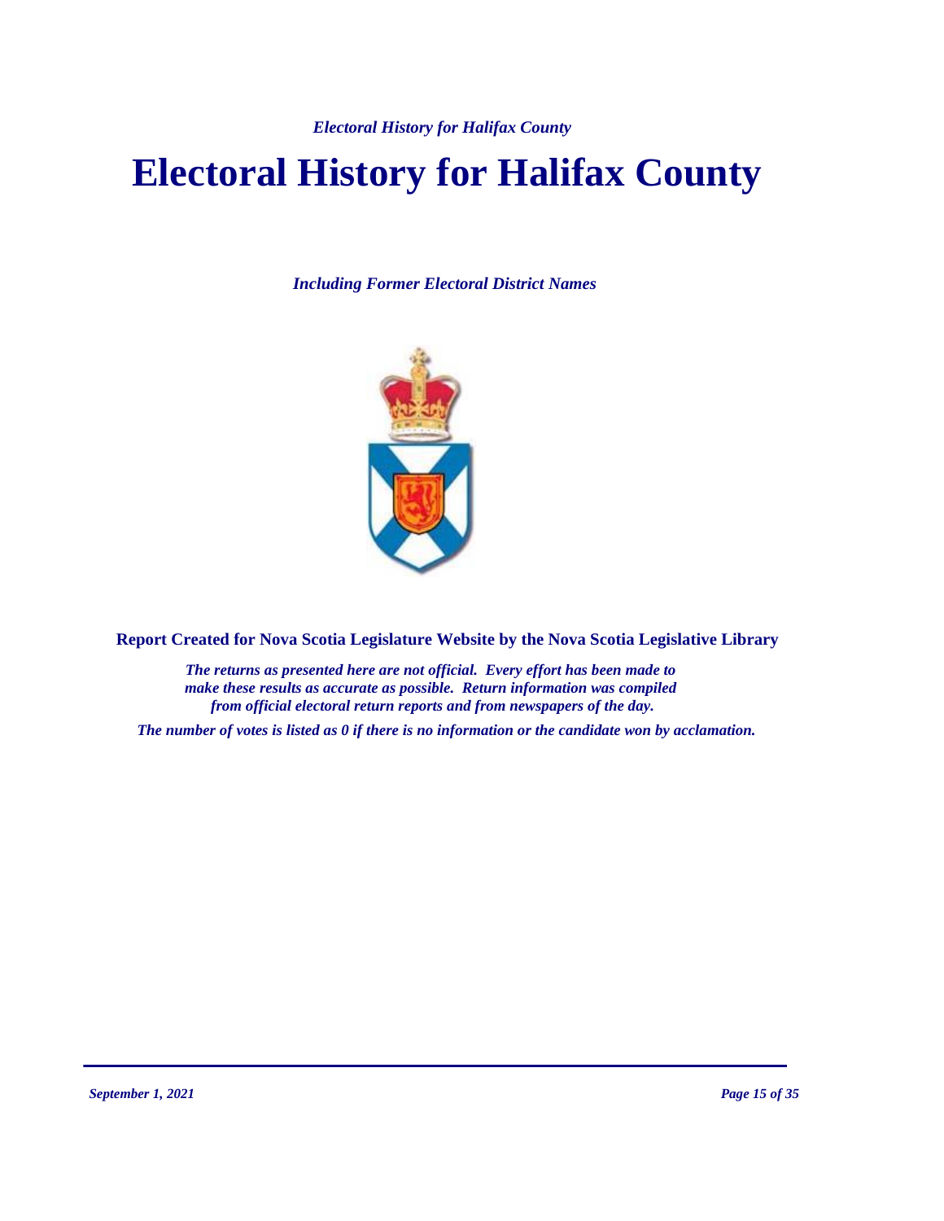# Electoral History for Halifax County

***Including Former Electoral District Names***

**Report Created for Nova Scotia Legislature Website by the Nova Scotia Legislative Library**

***The returns as presented here are not official. Every effort has been made to make these results as accurate as possible. Return information was compiled from official electoral return reports and from newspapers of the day.***

***The number of votes is listed as 0 if there is no information or the candidate won by acclamation.***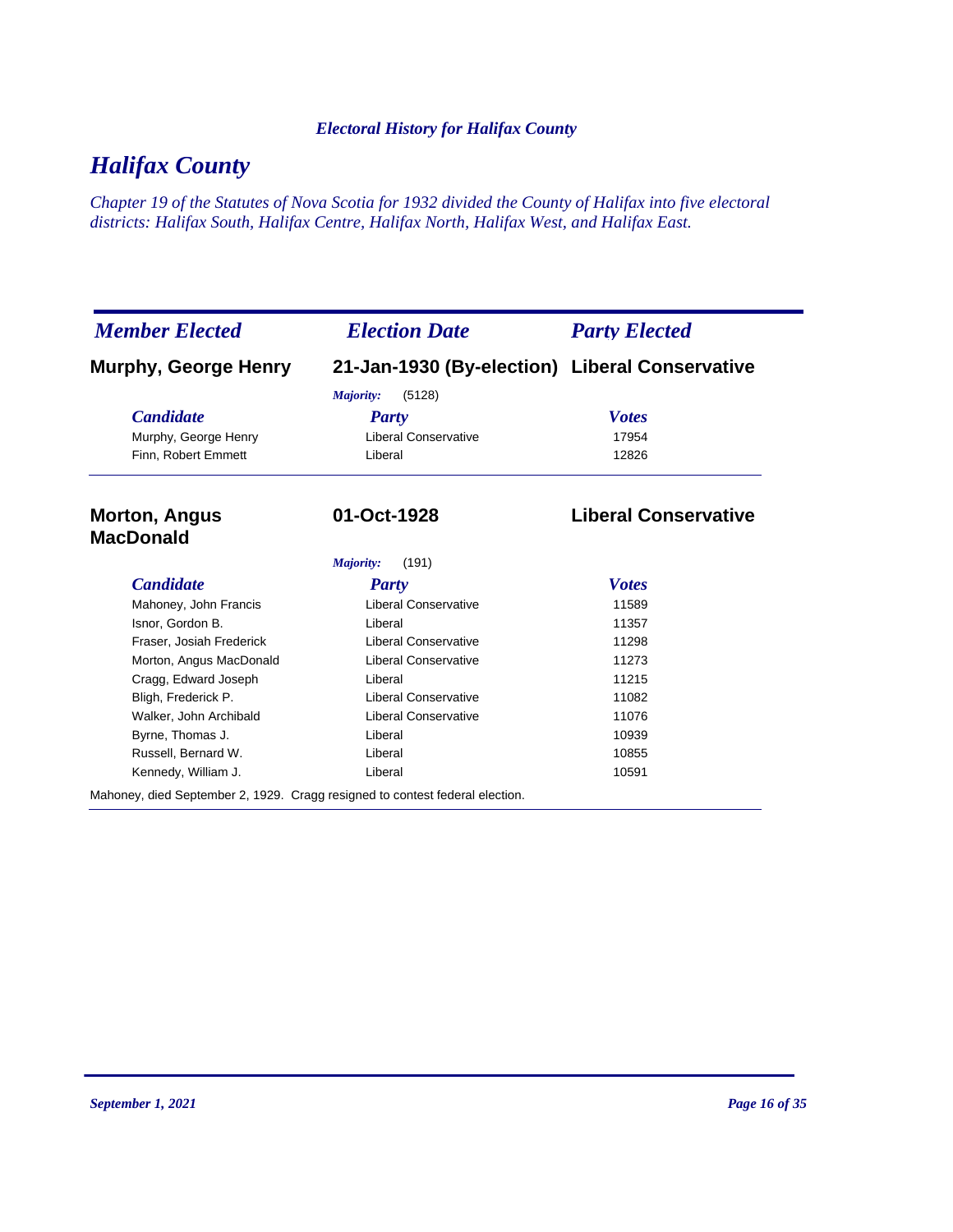## Halifax County

*Chapter 19 of the Statutes of Nova Scotia for 1932 divided the County of Halifax into five electoral districts: Halifax South, Halifax Centre, Halifax North, Halifax West, and Halifax East.*

| *Member Elected* | *Election Date* | *Party Elected* |
|---|---|---|
| **Murphy, George Henry** | **21-Jan-1930 (By-election)** | **Liberal Conservative** |

*Majority:* (5128)

| Candidate | Party | Votes |
|---|---|---|
| Murphy, George Henry | Liberal Conservative | 17954 |
| Finn, Robert Emmett | Liberal | 12826 |

| *Member Elected* | *Election Date* | *Party Elected* |
|---|---|---|
| **Morton, Angus MacDonald** | **01-Oct-1928** | **Liberal Conservative** |

*Majority:* (191)

| Candidate | Party | Votes |
|---|---|---|
| Mahoney, John Francis | Liberal Conservative | 11589 |
| Isnor, Gordon B. | Liberal | 11357 |
| Fraser, Josiah Frederick | Liberal Conservative | 11298 |
| Morton, Angus MacDonald | Liberal Conservative | 11273 |
| Cragg, Edward Joseph | Liberal | 11215 |
| Bligh, Frederick P. | Liberal Conservative | 11082 |
| Walker, John Archibald | Liberal Conservative | 11076 |
| Byrne, Thomas J. | Liberal | 10939 |
| Russell, Bernard W. | Liberal | 10855 |
| Kennedy, William J. | Liberal | 10591 |

Mahoney, died September 2, 1929. Cragg resigned to contest federal election.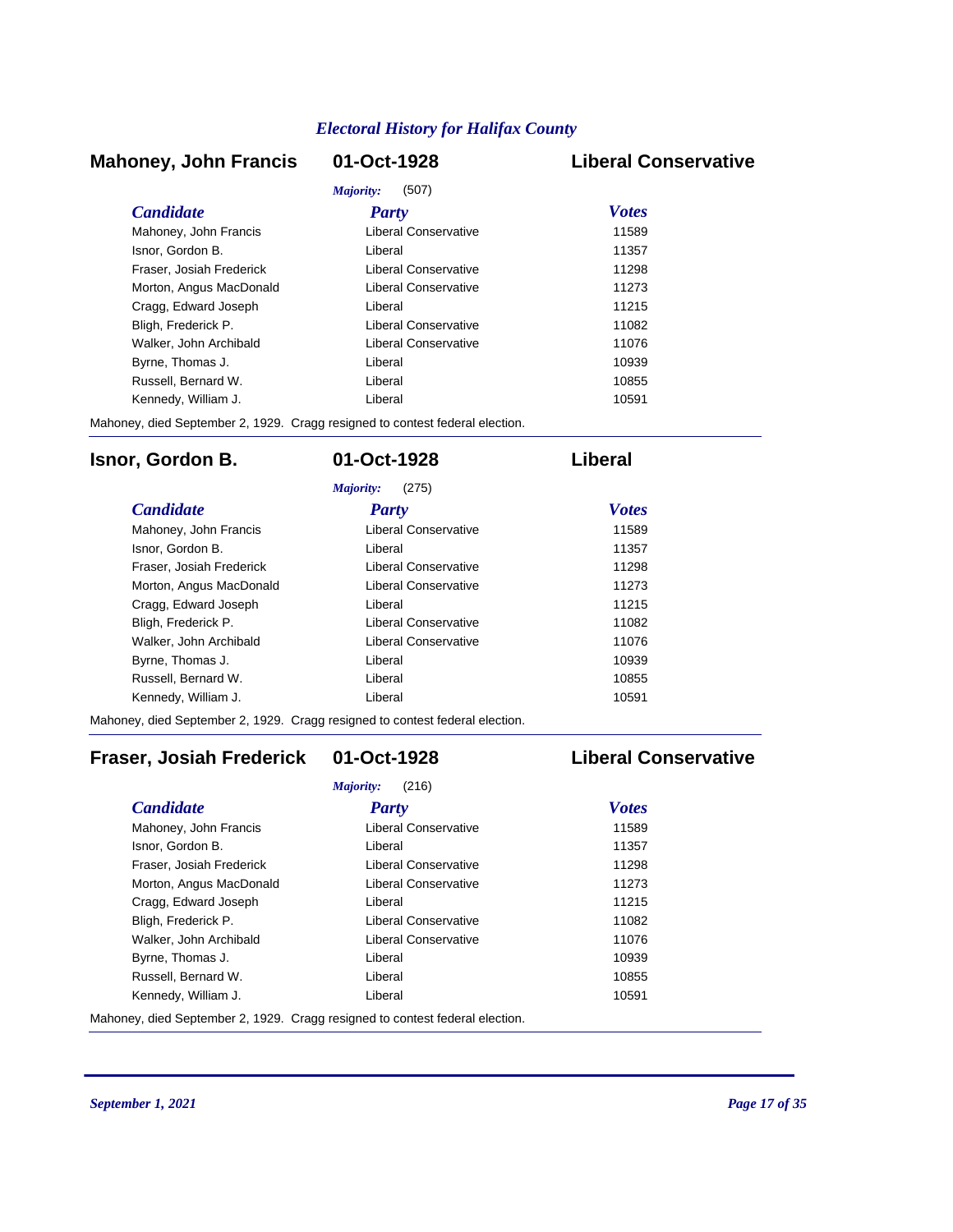## Mahoney, John Francis — 01-Oct-1928 — Liberal Conservative

*Majority:* (507)

| Candidate | Party | Votes |
|---|---|---|
| Mahoney, John Francis | Liberal Conservative | 11589 |
| Isnor, Gordon B. | Liberal | 11357 |
| Fraser, Josiah Frederick | Liberal Conservative | 11298 |
| Morton, Angus MacDonald | Liberal Conservative | 11273 |
| Cragg, Edward Joseph | Liberal | 11215 |
| Bligh, Frederick P. | Liberal Conservative | 11082 |
| Walker, John Archibald | Liberal Conservative | 11076 |
| Byrne, Thomas J. | Liberal | 10939 |
| Russell, Bernard W. | Liberal | 10855 |
| Kennedy, William J. | Liberal | 10591 |

Mahoney, died September 2, 1929. Cragg resigned to contest federal election.

---

## Isnor, Gordon B. — 01-Oct-1928 — Liberal

*Majority:* (275)

| Candidate | Party | Votes |
|---|---|---|
| Mahoney, John Francis | Liberal Conservative | 11589 |
| Isnor, Gordon B. | Liberal | 11357 |
| Fraser, Josiah Frederick | Liberal Conservative | 11298 |
| Morton, Angus MacDonald | Liberal Conservative | 11273 |
| Cragg, Edward Joseph | Liberal | 11215 |
| Bligh, Frederick P. | Liberal Conservative | 11082 |
| Walker, John Archibald | Liberal Conservative | 11076 |
| Byrne, Thomas J. | Liberal | 10939 |
| Russell, Bernard W. | Liberal | 10855 |
| Kennedy, William J. | Liberal | 10591 |

Mahoney, died September 2, 1929. Cragg resigned to contest federal election.

---

## Fraser, Josiah Frederick — 01-Oct-1928 — Liberal Conservative

*Majority:* (216)

| Candidate | Party | Votes |
|---|---|---|
| Mahoney, John Francis | Liberal Conservative | 11589 |
| Isnor, Gordon B. | Liberal | 11357 |
| Fraser, Josiah Frederick | Liberal Conservative | 11298 |
| Morton, Angus MacDonald | Liberal Conservative | 11273 |
| Cragg, Edward Joseph | Liberal | 11215 |
| Bligh, Frederick P. | Liberal Conservative | 11082 |
| Walker, John Archibald | Liberal Conservative | 11076 |
| Byrne, Thomas J. | Liberal | 10939 |
| Russell, Bernard W. | Liberal | 10855 |
| Kennedy, William J. | Liberal | 10591 |

Mahoney, died September 2, 1929. Cragg resigned to contest federal election.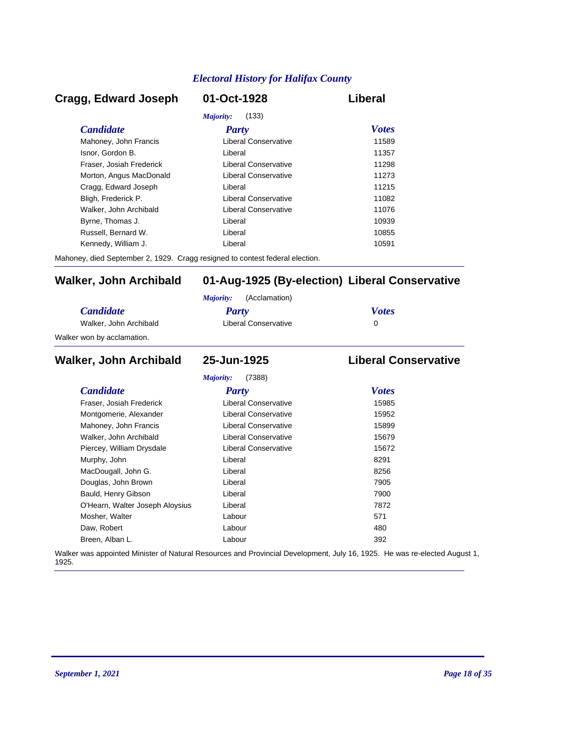## Cragg, Edward Joseph — 01-Oct-1928 — Liberal

*Majority:* (133)

| Candidate | Party | Votes |
|---|---|---|
| Mahoney, John Francis | Liberal Conservative | 11589 |
| Isnor, Gordon B. | Liberal | 11357 |
| Fraser, Josiah Frederick | Liberal Conservative | 11298 |
| Morton, Angus MacDonald | Liberal Conservative | 11273 |
| Cragg, Edward Joseph | Liberal | 11215 |
| Bligh, Frederick P. | Liberal Conservative | 11082 |
| Walker, John Archibald | Liberal Conservative | 11076 |
| Byrne, Thomas J. | Liberal | 10939 |
| Russell, Bernard W. | Liberal | 10855 |
| Kennedy, William J. | Liberal | 10591 |

Mahoney, died September 2, 1929. Cragg resigned to contest federal election.

## Walker, John Archibald — 01-Aug-1925 (By-election) — Liberal Conservative

*Majority:* (Acclamation)

| Candidate | Party | Votes |
|---|---|---|
| Walker, John Archibald | Liberal Conservative | 0 |

Walker won by acclamation.

## Walker, John Archibald — 25-Jun-1925 — Liberal Conservative

*Majority:* (7388)

| Candidate | Party | Votes |
|---|---|---|
| Fraser, Josiah Frederick | Liberal Conservative | 15985 |
| Montgomerie, Alexander | Liberal Conservative | 15952 |
| Mahoney, John Francis | Liberal Conservative | 15899 |
| Walker, John Archibald | Liberal Conservative | 15679 |
| Piercey, William Drysdale | Liberal Conservative | 15672 |
| Murphy, John | Liberal | 8291 |
| MacDougall, John G. | Liberal | 8256 |
| Douglas, John Brown | Liberal | 7905 |
| Bauld, Henry Gibson | Liberal | 7900 |
| O'Hearn, Walter Joseph Aloysius | Liberal | 7872 |
| Mosher, Walter | Labour | 571 |
| Daw, Robert | Labour | 480 |
| Breen, Alban L. | Labour | 392 |

Walker was appointed Minister of Natural Resources and Provincial Development, July 16, 1925. He was re-elected August 1, 1925.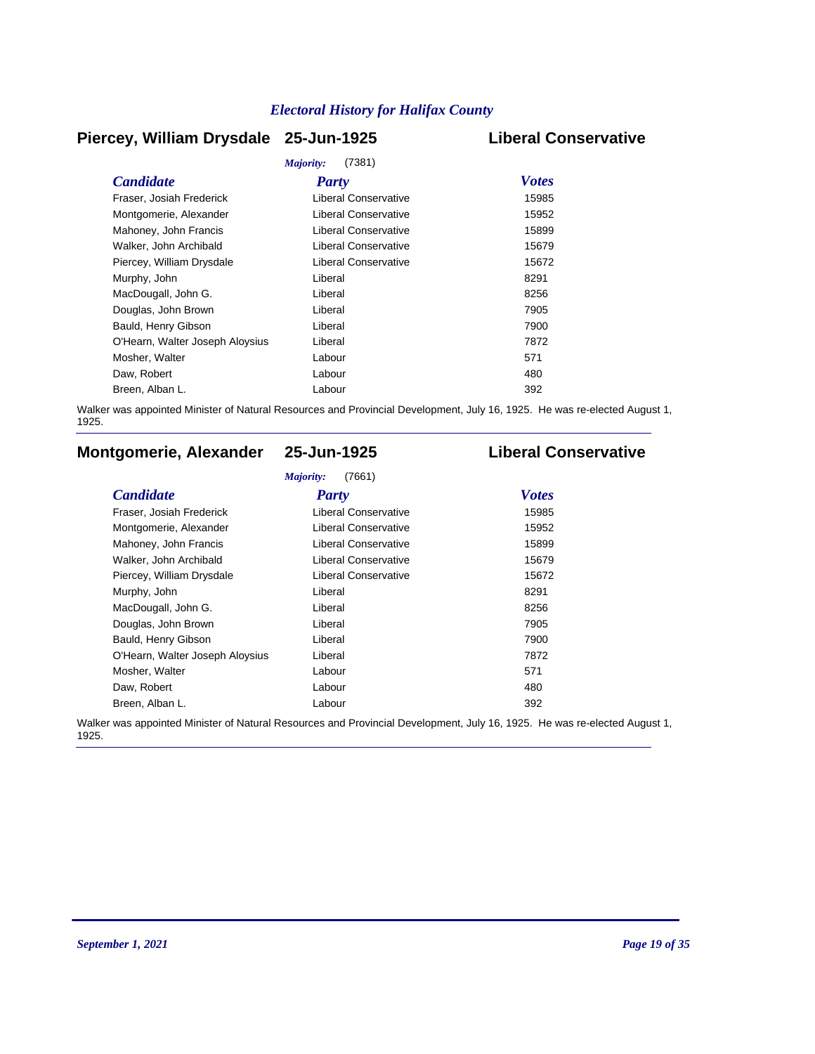## Piercey, William Drysdale 25-Jun-1925 Liberal Conservative

*Majority:* (7381)

| *Candidate* | *Party* | *Votes* |
|---|---|---|
| Fraser, Josiah Frederick | Liberal Conservative | 15985 |
| Montgomerie, Alexander | Liberal Conservative | 15952 |
| Mahoney, John Francis | Liberal Conservative | 15899 |
| Walker, John Archibald | Liberal Conservative | 15679 |
| Piercey, William Drysdale | Liberal Conservative | 15672 |
| Murphy, John | Liberal | 8291 |
| MacDougall, John G. | Liberal | 8256 |
| Douglas, John Brown | Liberal | 7905 |
| Bauld, Henry Gibson | Liberal | 7900 |
| O'Hearn, Walter Joseph Aloysius | Liberal | 7872 |
| Mosher, Walter | Labour | 571 |
| Daw, Robert | Labour | 480 |
| Breen, Alban L. | Labour | 392 |

Walker was appointed Minister of Natural Resources and Provincial Development, July 16, 1925. He was re-elected August 1, 1925.

---

## Montgomerie, Alexander 25-Jun-1925 Liberal Conservative

*Majority:* (7661)

| *Candidate* | *Party* | *Votes* |
|---|---|---|
| Fraser, Josiah Frederick | Liberal Conservative | 15985 |
| Montgomerie, Alexander | Liberal Conservative | 15952 |
| Mahoney, John Francis | Liberal Conservative | 15899 |
| Walker, John Archibald | Liberal Conservative | 15679 |
| Piercey, William Drysdale | Liberal Conservative | 15672 |
| Murphy, John | Liberal | 8291 |
| MacDougall, John G. | Liberal | 8256 |
| Douglas, John Brown | Liberal | 7905 |
| Bauld, Henry Gibson | Liberal | 7900 |
| O'Hearn, Walter Joseph Aloysius | Liberal | 7872 |
| Mosher, Walter | Labour | 571 |
| Daw, Robert | Labour | 480 |
| Breen, Alban L. | Labour | 392 |

Walker was appointed Minister of Natural Resources and Provincial Development, July 16, 1925. He was re-elected August 1, 1925.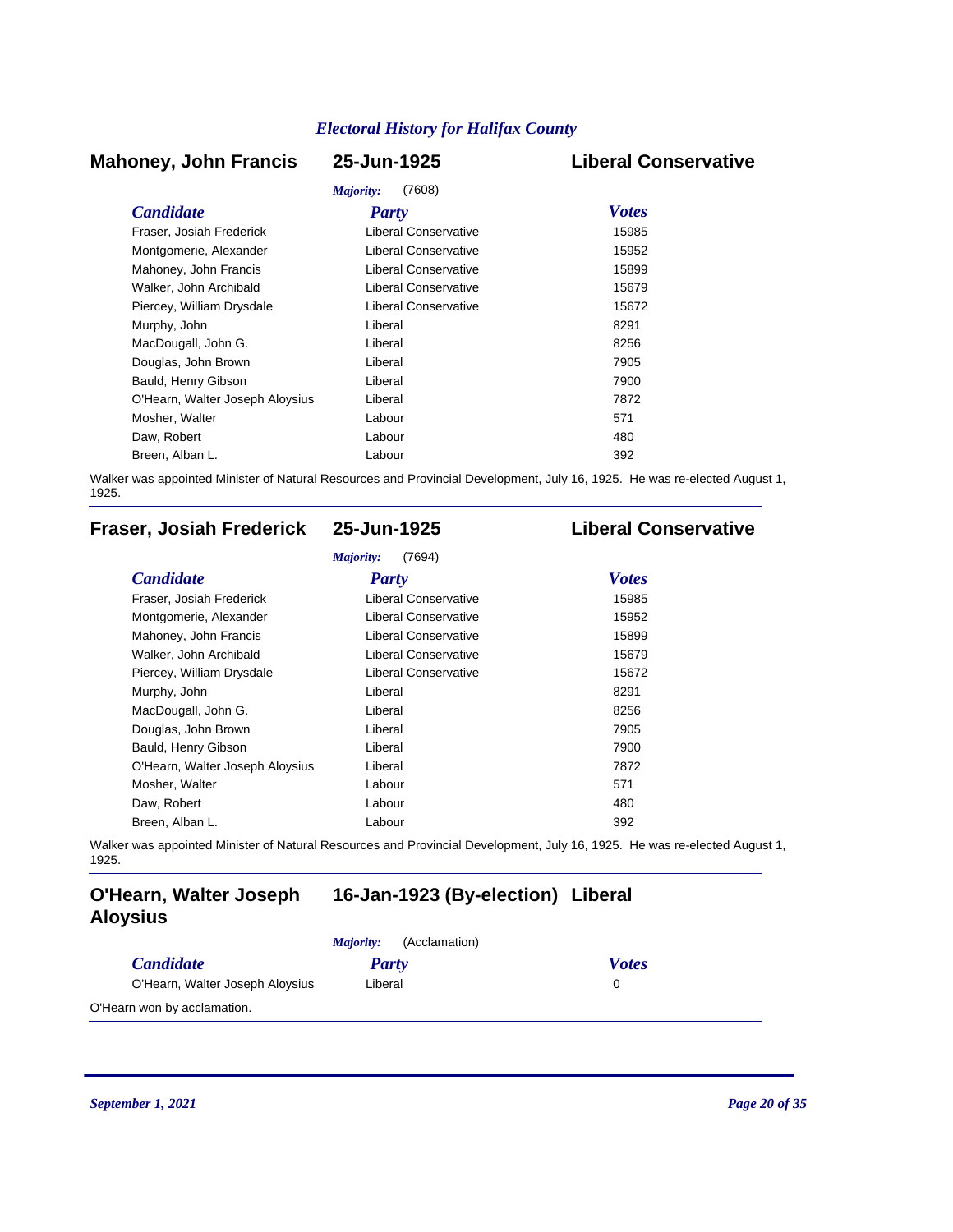*Electoral History for Halifax County*

## Mahoney, John Francis — 25-Jun-1925 — Liberal Conservative

*Majority:* (7608)

| Candidate | Party | Votes |
|---|---|---|
| Fraser, Josiah Frederick | Liberal Conservative | 15985 |
| Montgomerie, Alexander | Liberal Conservative | 15952 |
| Mahoney, John Francis | Liberal Conservative | 15899 |
| Walker, John Archibald | Liberal Conservative | 15679 |
| Piercey, William Drysdale | Liberal Conservative | 15672 |
| Murphy, John | Liberal | 8291 |
| MacDougall, John G. | Liberal | 8256 |
| Douglas, John Brown | Liberal | 7905 |
| Bauld, Henry Gibson | Liberal | 7900 |
| O'Hearn, Walter Joseph Aloysius | Liberal | 7872 |
| Mosher, Walter | Labour | 571 |
| Daw, Robert | Labour | 480 |
| Breen, Alban L. | Labour | 392 |

Walker was appointed Minister of Natural Resources and Provincial Development, July 16, 1925. He was re-elected August 1, 1925.

## Fraser, Josiah Frederick — 25-Jun-1925 — Liberal Conservative

*Majority:* (7694)

| Candidate | Party | Votes |
|---|---|---|
| Fraser, Josiah Frederick | Liberal Conservative | 15985 |
| Montgomerie, Alexander | Liberal Conservative | 15952 |
| Mahoney, John Francis | Liberal Conservative | 15899 |
| Walker, John Archibald | Liberal Conservative | 15679 |
| Piercey, William Drysdale | Liberal Conservative | 15672 |
| Murphy, John | Liberal | 8291 |
| MacDougall, John G. | Liberal | 8256 |
| Douglas, John Brown | Liberal | 7905 |
| Bauld, Henry Gibson | Liberal | 7900 |
| O'Hearn, Walter Joseph Aloysius | Liberal | 7872 |
| Mosher, Walter | Labour | 571 |
| Daw, Robert | Labour | 480 |
| Breen, Alban L. | Labour | 392 |

Walker was appointed Minister of Natural Resources and Provincial Development, July 16, 1925. He was re-elected August 1, 1925.

## O'Hearn, Walter Joseph Aloysius — 16-Jan-1923 (By-election) — Liberal

*Majority:* (Acclamation)

| Candidate | Party | Votes |
|---|---|---|
| O'Hearn, Walter Joseph Aloysius | Liberal | 0 |

O'Hearn won by acclamation.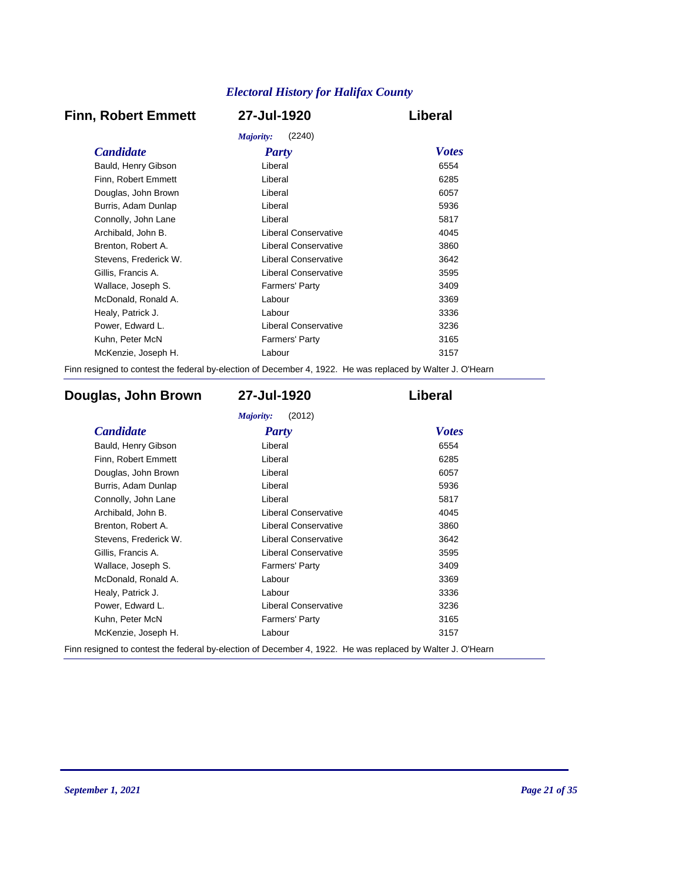## Finn, Robert Emmett — 27-Jul-1920 — Liberal

*Majority:* (2240)

| *Candidate* | *Party* | *Votes* |
|---|---|---|
| Bauld, Henry Gibson | Liberal | 6554 |
| Finn, Robert Emmett | Liberal | 6285 |
| Douglas, John Brown | Liberal | 6057 |
| Burris, Adam Dunlap | Liberal | 5936 |
| Connolly, John Lane | Liberal | 5817 |
| Archibald, John B. | Liberal Conservative | 4045 |
| Brenton, Robert A. | Liberal Conservative | 3860 |
| Stevens, Frederick W. | Liberal Conservative | 3642 |
| Gillis, Francis A. | Liberal Conservative | 3595 |
| Wallace, Joseph S. | Farmers' Party | 3409 |
| McDonald, Ronald A. | Labour | 3369 |
| Healy, Patrick J. | Labour | 3336 |
| Power, Edward L. | Liberal Conservative | 3236 |
| Kuhn, Peter McN | Farmers' Party | 3165 |
| McKenzie, Joseph H. | Labour | 3157 |

Finn resigned to contest the federal by-election of December 4, 1922. He was replaced by Walter J. O'Hearn

## Douglas, John Brown — 27-Jul-1920 — Liberal

*Majority:* (2012)

| *Candidate* | *Party* | *Votes* |
|---|---|---|
| Bauld, Henry Gibson | Liberal | 6554 |
| Finn, Robert Emmett | Liberal | 6285 |
| Douglas, John Brown | Liberal | 6057 |
| Burris, Adam Dunlap | Liberal | 5936 |
| Connolly, John Lane | Liberal | 5817 |
| Archibald, John B. | Liberal Conservative | 4045 |
| Brenton, Robert A. | Liberal Conservative | 3860 |
| Stevens, Frederick W. | Liberal Conservative | 3642 |
| Gillis, Francis A. | Liberal Conservative | 3595 |
| Wallace, Joseph S. | Farmers' Party | 3409 |
| McDonald, Ronald A. | Labour | 3369 |
| Healy, Patrick J. | Labour | 3336 |
| Power, Edward L. | Liberal Conservative | 3236 |
| Kuhn, Peter McN | Farmers' Party | 3165 |
| McKenzie, Joseph H. | Labour | 3157 |

Finn resigned to contest the federal by-election of December 4, 1922. He was replaced by Walter J. O'Hearn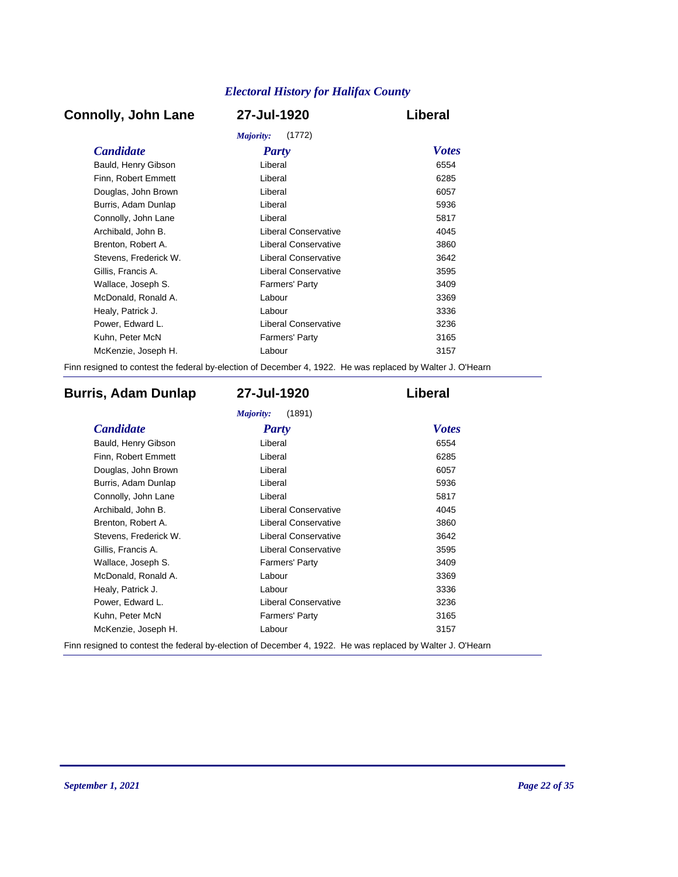## Connolly, John Lane — 27-Jul-1920 — Liberal

*Majority:* (1772)

| Candidate | Party | Votes |
|---|---|---|
| Bauld, Henry Gibson | Liberal | 6554 |
| Finn, Robert Emmett | Liberal | 6285 |
| Douglas, John Brown | Liberal | 6057 |
| Burris, Adam Dunlap | Liberal | 5936 |
| Connolly, John Lane | Liberal | 5817 |
| Archibald, John B. | Liberal Conservative | 4045 |
| Brenton, Robert A. | Liberal Conservative | 3860 |
| Stevens, Frederick W. | Liberal Conservative | 3642 |
| Gillis, Francis A. | Liberal Conservative | 3595 |
| Wallace, Joseph S. | Farmers' Party | 3409 |
| McDonald, Ronald A. | Labour | 3369 |
| Healy, Patrick J. | Labour | 3336 |
| Power, Edward L. | Liberal Conservative | 3236 |
| Kuhn, Peter McN | Farmers' Party | 3165 |
| McKenzie, Joseph H. | Labour | 3157 |

Finn resigned to contest the federal by-election of December 4, 1922. He was replaced by Walter J. O'Hearn

## Burris, Adam Dunlap — 27-Jul-1920 — Liberal

*Majority:* (1891)

| Candidate | Party | Votes |
|---|---|---|
| Bauld, Henry Gibson | Liberal | 6554 |
| Finn, Robert Emmett | Liberal | 6285 |
| Douglas, John Brown | Liberal | 6057 |
| Burris, Adam Dunlap | Liberal | 5936 |
| Connolly, John Lane | Liberal | 5817 |
| Archibald, John B. | Liberal Conservative | 4045 |
| Brenton, Robert A. | Liberal Conservative | 3860 |
| Stevens, Frederick W. | Liberal Conservative | 3642 |
| Gillis, Francis A. | Liberal Conservative | 3595 |
| Wallace, Joseph S. | Farmers' Party | 3409 |
| McDonald, Ronald A. | Labour | 3369 |
| Healy, Patrick J. | Labour | 3336 |
| Power, Edward L. | Liberal Conservative | 3236 |
| Kuhn, Peter McN | Farmers' Party | 3165 |
| McKenzie, Joseph H. | Labour | 3157 |

Finn resigned to contest the federal by-election of December 4, 1922. He was replaced by Walter J. O'Hearn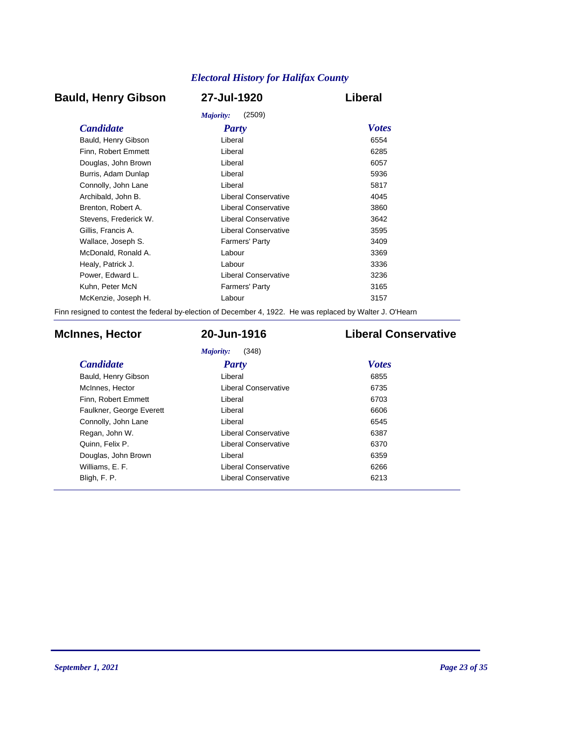## Bauld, Henry Gibson — 27-Jul-1920 — Liberal

*Majority:* (2509)

| *Candidate* | *Party* | *Votes* |
|---|---|---|
| Bauld, Henry Gibson | Liberal | 6554 |
| Finn, Robert Emmett | Liberal | 6285 |
| Douglas, John Brown | Liberal | 6057 |
| Burris, Adam Dunlap | Liberal | 5936 |
| Connolly, John Lane | Liberal | 5817 |
| Archibald, John B. | Liberal Conservative | 4045 |
| Brenton, Robert A. | Liberal Conservative | 3860 |
| Stevens, Frederick W. | Liberal Conservative | 3642 |
| Gillis, Francis A. | Liberal Conservative | 3595 |
| Wallace, Joseph S. | Farmers' Party | 3409 |
| McDonald, Ronald A. | Labour | 3369 |
| Healy, Patrick J. | Labour | 3336 |
| Power, Edward L. | Liberal Conservative | 3236 |
| Kuhn, Peter McN | Farmers' Party | 3165 |
| McKenzie, Joseph H. | Labour | 3157 |

Finn resigned to contest the federal by-election of December 4, 1922. He was replaced by Walter J. O'Hearn

## McInnes, Hector — 20-Jun-1916 — Liberal Conservative

*Majority:* (348)

| *Candidate* | *Party* | *Votes* |
|---|---|---|
| Bauld, Henry Gibson | Liberal | 6855 |
| McInnes, Hector | Liberal Conservative | 6735 |
| Finn, Robert Emmett | Liberal | 6703 |
| Faulkner, George Everett | Liberal | 6606 |
| Connolly, John Lane | Liberal | 6545 |
| Regan, John W. | Liberal Conservative | 6387 |
| Quinn, Felix P. | Liberal Conservative | 6370 |
| Douglas, John Brown | Liberal | 6359 |
| Williams, E. F. | Liberal Conservative | 6266 |
| Bligh, F. P. | Liberal Conservative | 6213 |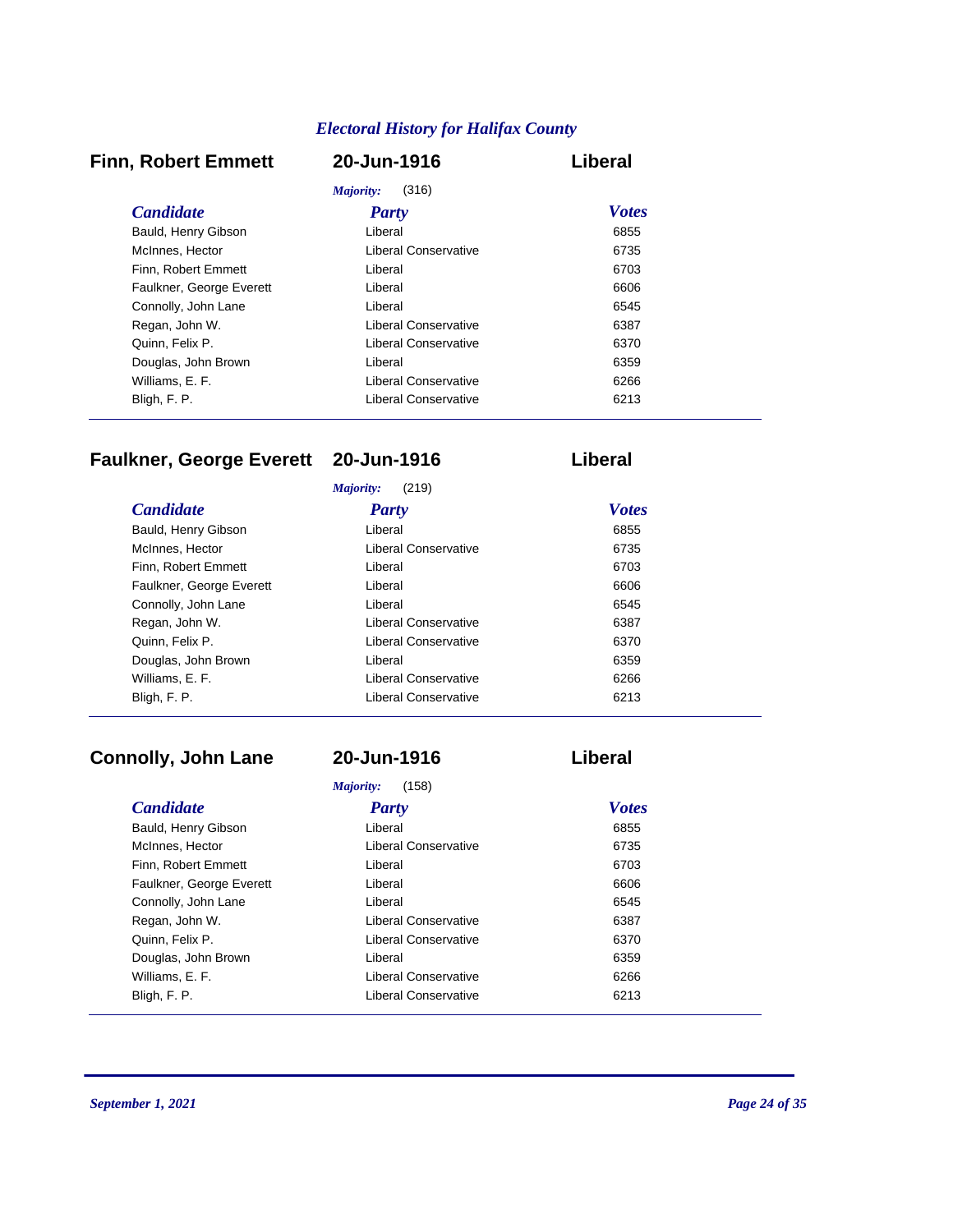## Finn, Robert Emmett — 20-Jun-1916 — Liberal

*Majority:* (316)

| *Candidate* | *Party* | *Votes* |
|---|---|---|
| Bauld, Henry Gibson | Liberal | 6855 |
| McInnes, Hector | Liberal Conservative | 6735 |
| Finn, Robert Emmett | Liberal | 6703 |
| Faulkner, George Everett | Liberal | 6606 |
| Connolly, John Lane | Liberal | 6545 |
| Regan, John W. | Liberal Conservative | 6387 |
| Quinn, Felix P. | Liberal Conservative | 6370 |
| Douglas, John Brown | Liberal | 6359 |
| Williams, E. F. | Liberal Conservative | 6266 |
| Bligh, F. P. | Liberal Conservative | 6213 |

## Faulkner, George Everett — 20-Jun-1916 — Liberal

*Majority:* (219)

| *Candidate* | *Party* | *Votes* |
|---|---|---|
| Bauld, Henry Gibson | Liberal | 6855 |
| McInnes, Hector | Liberal Conservative | 6735 |
| Finn, Robert Emmett | Liberal | 6703 |
| Faulkner, George Everett | Liberal | 6606 |
| Connolly, John Lane | Liberal | 6545 |
| Regan, John W. | Liberal Conservative | 6387 |
| Quinn, Felix P. | Liberal Conservative | 6370 |
| Douglas, John Brown | Liberal | 6359 |
| Williams, E. F. | Liberal Conservative | 6266 |
| Bligh, F. P. | Liberal Conservative | 6213 |

## Connolly, John Lane — 20-Jun-1916 — Liberal

*Majority:* (158)

| *Candidate* | *Party* | *Votes* |
|---|---|---|
| Bauld, Henry Gibson | Liberal | 6855 |
| McInnes, Hector | Liberal Conservative | 6735 |
| Finn, Robert Emmett | Liberal | 6703 |
| Faulkner, George Everett | Liberal | 6606 |
| Connolly, John Lane | Liberal | 6545 |
| Regan, John W. | Liberal Conservative | 6387 |
| Quinn, Felix P. | Liberal Conservative | 6370 |
| Douglas, John Brown | Liberal | 6359 |
| Williams, E. F. | Liberal Conservative | 6266 |
| Bligh, F. P. | Liberal Conservative | 6213 |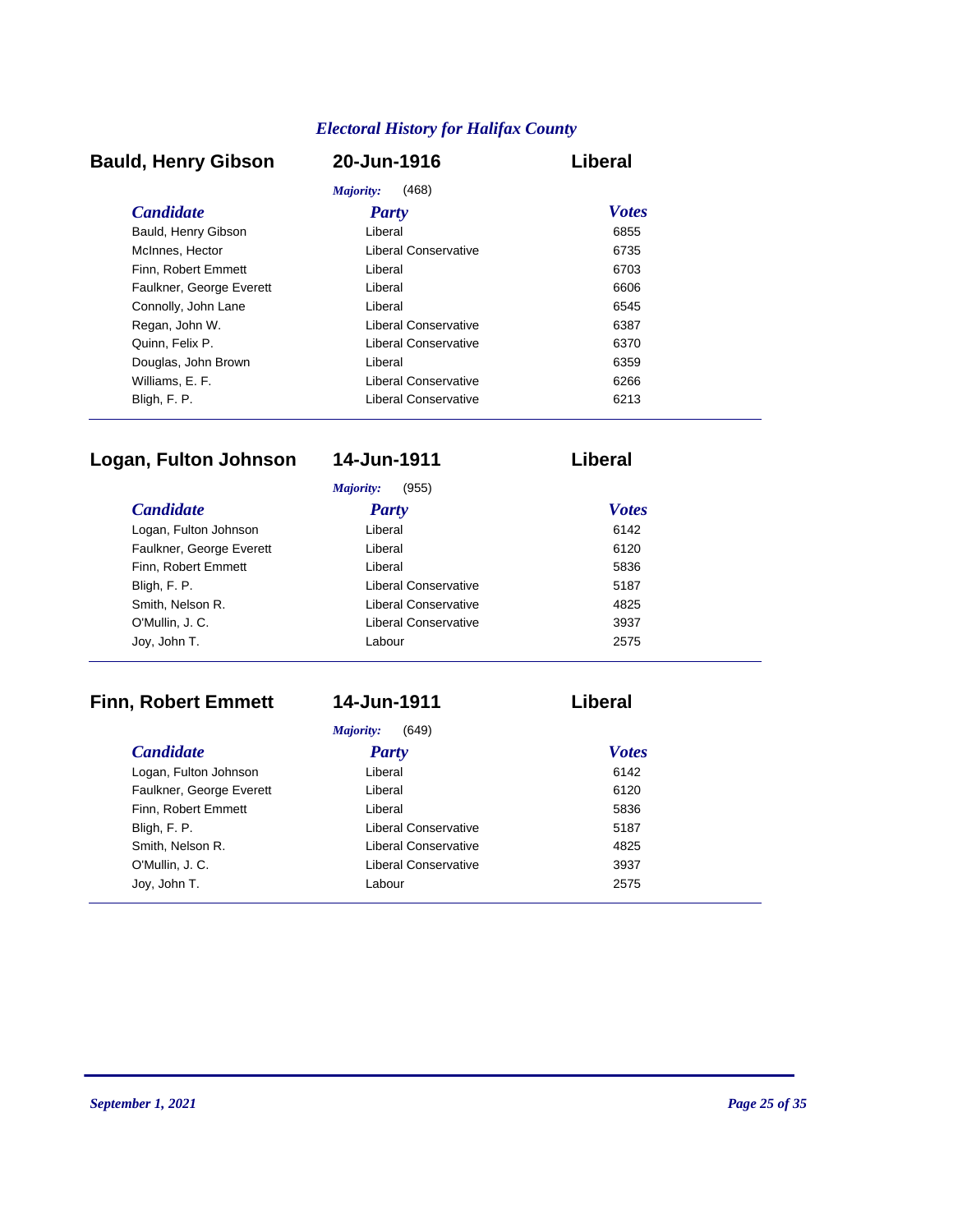## Electral History for Halifax County

### Bauld, Henry Gibson — 20-Jun-1916 — Liberal

*Majority:* (468)

| Candidate | Party | Votes |
|---|---|---|
| Bauld, Henry Gibson | Liberal | 6855 |
| McInnes, Hector | Liberal Conservative | 6735 |
| Finn, Robert Emmett | Liberal | 6703 |
| Faulkner, George Everett | Liberal | 6606 |
| Connolly, John Lane | Liberal | 6545 |
| Regan, John W. | Liberal Conservative | 6387 |
| Quinn, Felix P. | Liberal Conservative | 6370 |
| Douglas, John Brown | Liberal | 6359 |
| Williams, E. F. | Liberal Conservative | 6266 |
| Bligh, F. P. | Liberal Conservative | 6213 |

### Logan, Fulton Johnson — 14-Jun-1911 — Liberal

*Majority:* (955)

| Candidate | Party | Votes |
|---|---|---|
| Logan, Fulton Johnson | Liberal | 6142 |
| Faulkner, George Everett | Liberal | 6120 |
| Finn, Robert Emmett | Liberal | 5836 |
| Bligh, F. P. | Liberal Conservative | 5187 |
| Smith, Nelson R. | Liberal Conservative | 4825 |
| O'Mullin, J. C. | Liberal Conservative | 3937 |
| Joy, John T. | Labour | 2575 |

### Finn, Robert Emmett — 14-Jun-1911 — Liberal

*Majority:* (649)

| Candidate | Party | Votes |
|---|---|---|
| Logan, Fulton Johnson | Liberal | 6142 |
| Faulkner, George Everett | Liberal | 6120 |
| Finn, Robert Emmett | Liberal | 5836 |
| Bligh, F. P. | Liberal Conservative | 5187 |
| Smith, Nelson R. | Liberal Conservative | 4825 |
| O'Mullin, J. C. | Liberal Conservative | 3937 |
| Joy, John T. | Labour | 2575 |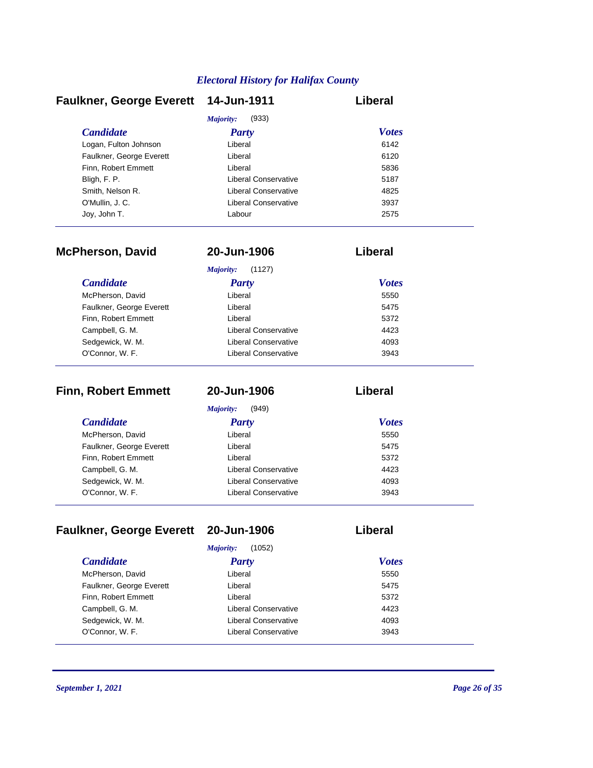## Faulkner, George Everett — 14-Jun-1911 — Liberal

*Majority:* (933)

| Candidate | Party | Votes |
| --- | --- | --- |
| Logan, Fulton Johnson | Liberal | 6142 |
| Faulkner, George Everett | Liberal | 6120 |
| Finn, Robert Emmett | Liberal | 5836 |
| Bligh, F. P. | Liberal Conservative | 5187 |
| Smith, Nelson R. | Liberal Conservative | 4825 |
| O'Mullin, J. C. | Liberal Conservative | 3937 |
| Joy, John T. | Labour | 2575 |

## McPherson, David — 20-Jun-1906 — Liberal

*Majority:* (1127)

| Candidate | Party | Votes |
| --- | --- | --- |
| McPherson, David | Liberal | 5550 |
| Faulkner, George Everett | Liberal | 5475 |
| Finn, Robert Emmett | Liberal | 5372 |
| Campbell, G. M. | Liberal Conservative | 4423 |
| Sedgewick, W. M. | Liberal Conservative | 4093 |
| O'Connor, W. F. | Liberal Conservative | 3943 |

## Finn, Robert Emmett — 20-Jun-1906 — Liberal

*Majority:* (949)

| Candidate | Party | Votes |
| --- | --- | --- |
| McPherson, David | Liberal | 5550 |
| Faulkner, George Everett | Liberal | 5475 |
| Finn, Robert Emmett | Liberal | 5372 |
| Campbell, G. M. | Liberal Conservative | 4423 |
| Sedgewick, W. M. | Liberal Conservative | 4093 |
| O'Connor, W. F. | Liberal Conservative | 3943 |

## Faulkner, George Everett — 20-Jun-1906 — Liberal

*Majority:* (1052)

| Candidate | Party | Votes |
| --- | --- | --- |
| McPherson, David | Liberal | 5550 |
| Faulkner, George Everett | Liberal | 5475 |
| Finn, Robert Emmett | Liberal | 5372 |
| Campbell, G. M. | Liberal Conservative | 4423 |
| Sedgewick, W. M. | Liberal Conservative | 4093 |
| O'Connor, W. F. | Liberal Conservative | 3943 |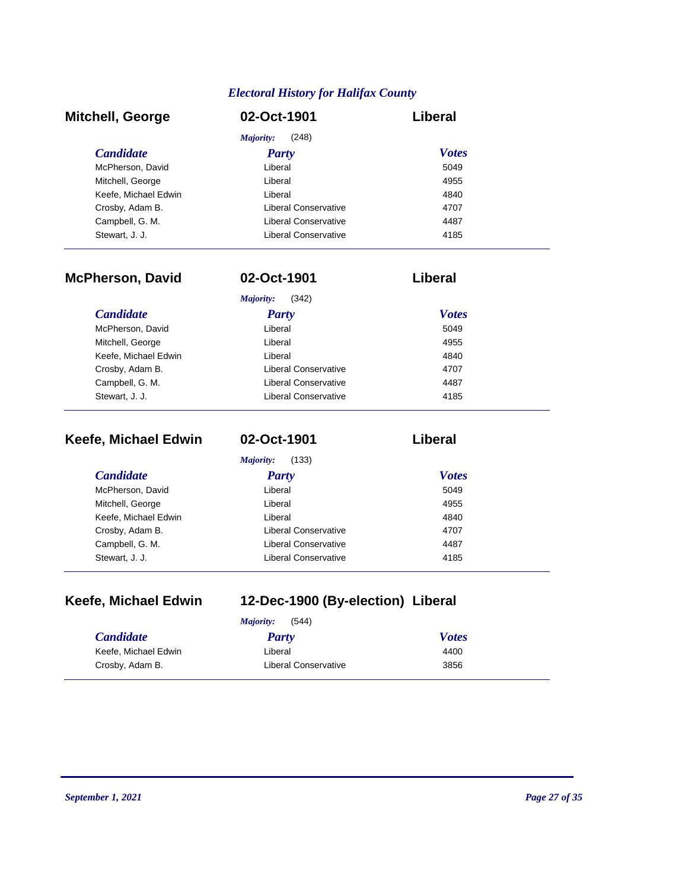## Mitchell, George — 02-Oct-1901 — Liberal

*Majority:* (248)

| Candidate | Party | Votes |
|---|---|---|
| McPherson, David | Liberal | 5049 |
| Mitchell, George | Liberal | 4955 |
| Keefe, Michael Edwin | Liberal | 4840 |
| Crosby, Adam B. | Liberal Conservative | 4707 |
| Campbell, G. M. | Liberal Conservative | 4487 |
| Stewart, J. J. | Liberal Conservative | 4185 |

## McPherson, David — 02-Oct-1901 — Liberal

*Majority:* (342)

| Candidate | Party | Votes |
|---|---|---|
| McPherson, David | Liberal | 5049 |
| Mitchell, George | Liberal | 4955 |
| Keefe, Michael Edwin | Liberal | 4840 |
| Crosby, Adam B. | Liberal Conservative | 4707 |
| Campbell, G. M. | Liberal Conservative | 4487 |
| Stewart, J. J. | Liberal Conservative | 4185 |

## Keefe, Michael Edwin — 02-Oct-1901 — Liberal

*Majority:* (133)

| Candidate | Party | Votes |
|---|---|---|
| McPherson, David | Liberal | 5049 |
| Mitchell, George | Liberal | 4955 |
| Keefe, Michael Edwin | Liberal | 4840 |
| Crosby, Adam B. | Liberal Conservative | 4707 |
| Campbell, G. M. | Liberal Conservative | 4487 |
| Stewart, J. J. | Liberal Conservative | 4185 |

## Keefe, Michael Edwin — 12-Dec-1900 (By-election) — Liberal

*Majority:* (544)

| Candidate | Party | Votes |
|---|---|---|
| Keefe, Michael Edwin | Liberal | 4400 |
| Crosby, Adam B. | Liberal Conservative | 3856 |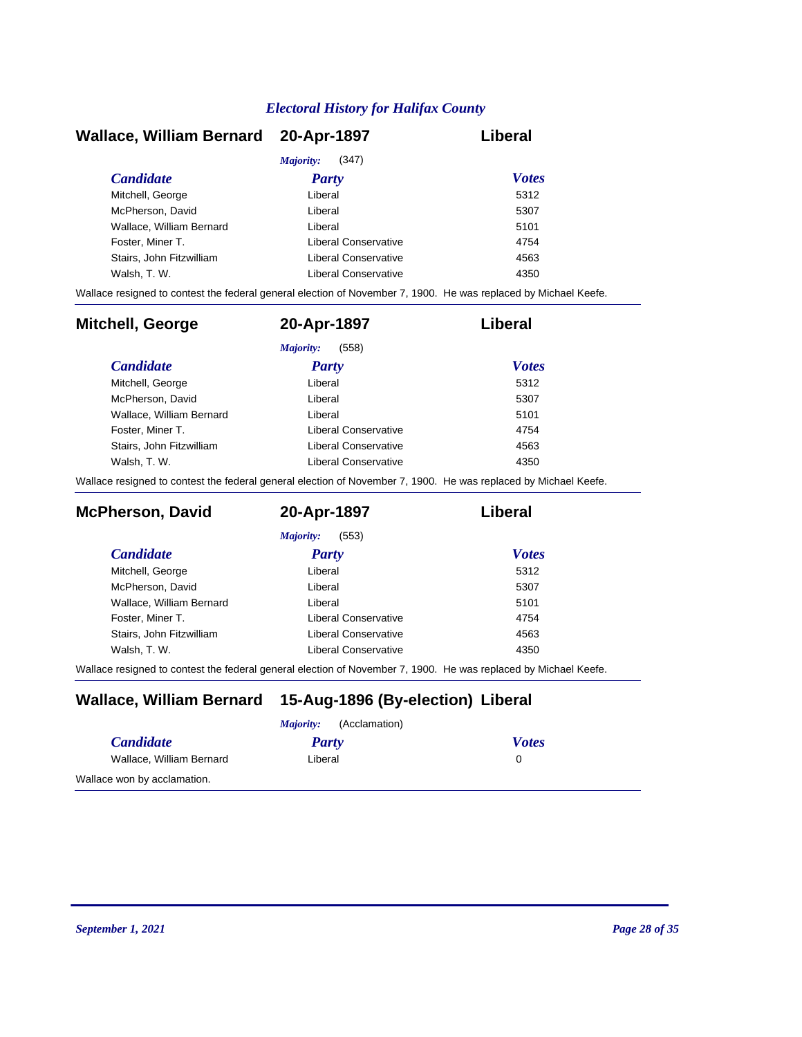## Wallace, William Bernard — 20-Apr-1897 — Liberal

*Majority:* (347)

| Candidate | Party | Votes |
|---|---|---|
| Mitchell, George | Liberal | 5312 |
| McPherson, David | Liberal | 5307 |
| Wallace, William Bernard | Liberal | 5101 |
| Foster, Miner T. | Liberal Conservative | 4754 |
| Stairs, John Fitzwilliam | Liberal Conservative | 4563 |
| Walsh, T. W. | Liberal Conservative | 4350 |

Wallace resigned to contest the federal general election of November 7, 1900. He was replaced by Michael Keefe.

## Mitchell, George — 20-Apr-1897 — Liberal

*Majority:* (558)

| Candidate | Party | Votes |
|---|---|---|
| Mitchell, George | Liberal | 5312 |
| McPherson, David | Liberal | 5307 |
| Wallace, William Bernard | Liberal | 5101 |
| Foster, Miner T. | Liberal Conservative | 4754 |
| Stairs, John Fitzwilliam | Liberal Conservative | 4563 |
| Walsh, T. W. | Liberal Conservative | 4350 |

Wallace resigned to contest the federal general election of November 7, 1900. He was replaced by Michael Keefe.

## McPherson, David — 20-Apr-1897 — Liberal

*Majority:* (553)

| Candidate | Party | Votes |
|---|---|---|
| Mitchell, George | Liberal | 5312 |
| McPherson, David | Liberal | 5307 |
| Wallace, William Bernard | Liberal | 5101 |
| Foster, Miner T. | Liberal Conservative | 4754 |
| Stairs, John Fitzwilliam | Liberal Conservative | 4563 |
| Walsh, T. W. | Liberal Conservative | 4350 |

Wallace resigned to contest the federal general election of November 7, 1900. He was replaced by Michael Keefe.

## Wallace, William Bernard — 15-Aug-1896 (By-election) — Liberal

*Majority:* (Acclamation)

| Candidate | Party | Votes |
|---|---|---|
| Wallace, William Bernard | Liberal | 0 |

Wallace won by acclamation.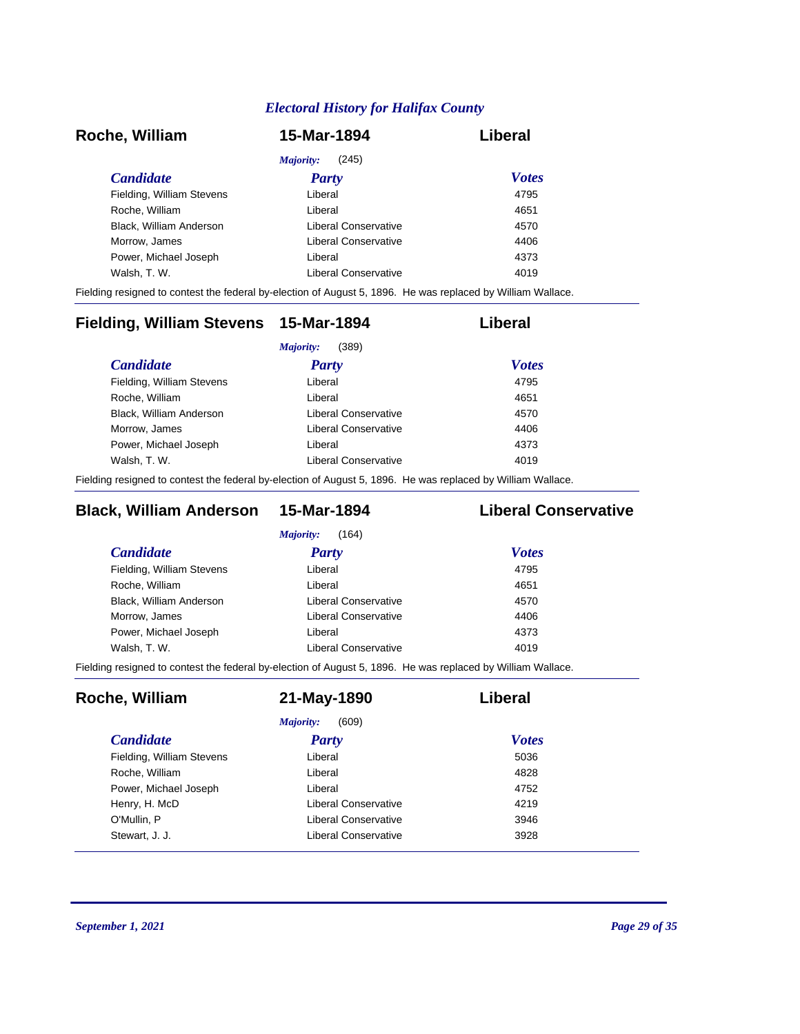### Roche, William — 15-Mar-1894 — Liberal

*Majority:* (245)

| Candidate | Party | Votes |
|---|---|---|
| Fielding, William Stevens | Liberal | 4795 |
| Roche, William | Liberal | 4651 |
| Black, William Anderson | Liberal Conservative | 4570 |
| Morrow, James | Liberal Conservative | 4406 |
| Power, Michael Joseph | Liberal | 4373 |
| Walsh, T. W. | Liberal Conservative | 4019 |

Fielding resigned to contest the federal by-election of August 5, 1896. He was replaced by William Wallace.

---

### Fielding, William Stevens — 15-Mar-1894 — Liberal

*Majority:* (389)

| Candidate | Party | Votes |
|---|---|---|
| Fielding, William Stevens | Liberal | 4795 |
| Roche, William | Liberal | 4651 |
| Black, William Anderson | Liberal Conservative | 4570 |
| Morrow, James | Liberal Conservative | 4406 |
| Power, Michael Joseph | Liberal | 4373 |
| Walsh, T. W. | Liberal Conservative | 4019 |

Fielding resigned to contest the federal by-election of August 5, 1896. He was replaced by William Wallace.

---

### Black, William Anderson — 15-Mar-1894 — Liberal Conservative

*Majority:* (164)

| Candidate | Party | Votes |
|---|---|---|
| Fielding, William Stevens | Liberal | 4795 |
| Roche, William | Liberal | 4651 |
| Black, William Anderson | Liberal Conservative | 4570 |
| Morrow, James | Liberal Conservative | 4406 |
| Power, Michael Joseph | Liberal | 4373 |
| Walsh, T. W. | Liberal Conservative | 4019 |

Fielding resigned to contest the federal by-election of August 5, 1896. He was replaced by William Wallace.

---

### Roche, William — 21-May-1890 — Liberal

*Majority:* (609)

| Candidate | Party | Votes |
|---|---|---|
| Fielding, William Stevens | Liberal | 5036 |
| Roche, William | Liberal | 4828 |
| Power, Michael Joseph | Liberal | 4752 |
| Henry, H. McD | Liberal Conservative | 4219 |
| O'Mullin, P | Liberal Conservative | 3946 |
| Stewart, J. J. | Liberal Conservative | 3928 |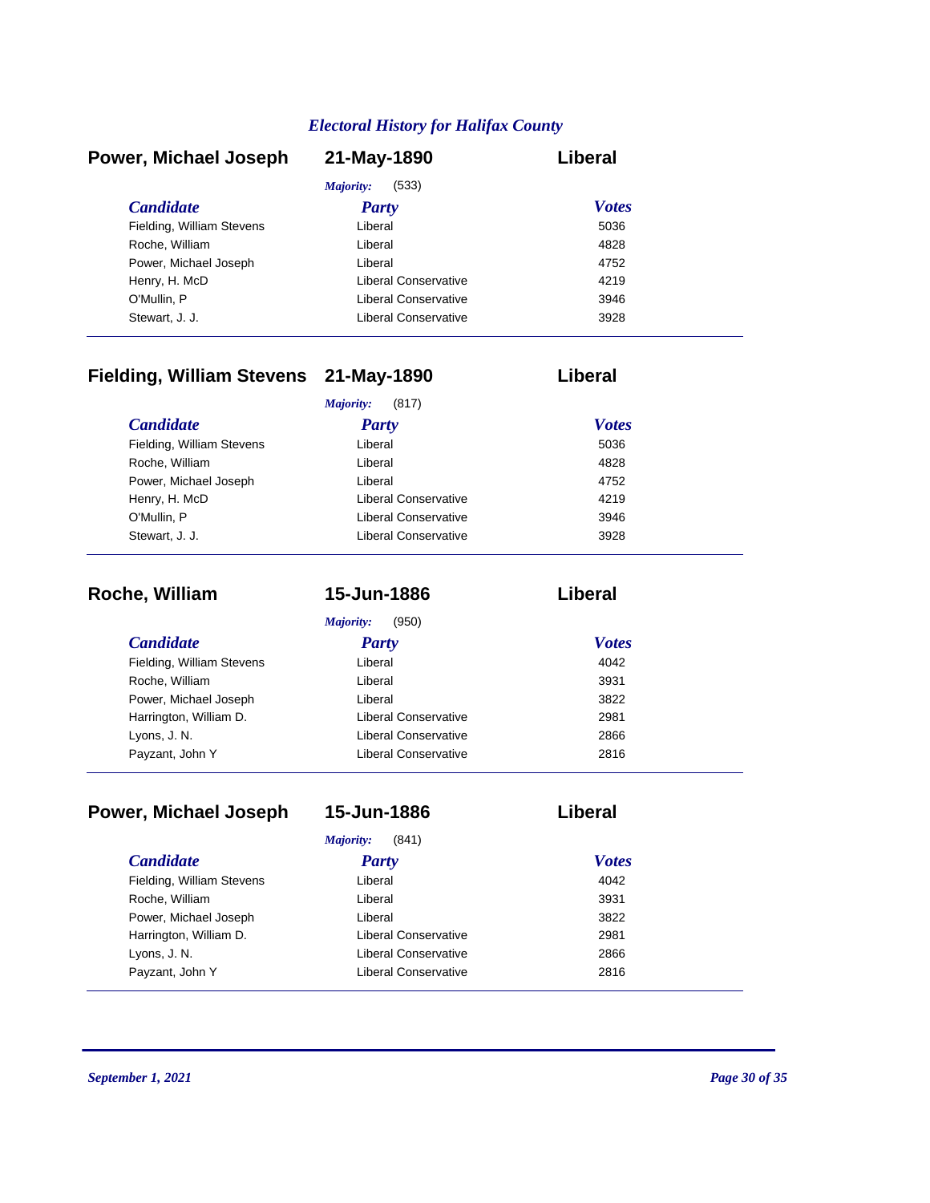## Power, Michael Joseph — 21-May-1890 — Liberal

*Majority:* (533)

| Candidate | Party | Votes |
|---|---|---|
| Fielding, William Stevens | Liberal | 5036 |
| Roche, William | Liberal | 4828 |
| Power, Michael Joseph | Liberal | 4752 |
| Henry, H. McD | Liberal Conservative | 4219 |
| O'Mullin, P | Liberal Conservative | 3946 |
| Stewart, J. J. | Liberal Conservative | 3928 |

## Fielding, William Stevens — 21-May-1890 — Liberal

*Majority:* (817)

| Candidate | Party | Votes |
|---|---|---|
| Fielding, William Stevens | Liberal | 5036 |
| Roche, William | Liberal | 4828 |
| Power, Michael Joseph | Liberal | 4752 |
| Henry, H. McD | Liberal Conservative | 4219 |
| O'Mullin, P | Liberal Conservative | 3946 |
| Stewart, J. J. | Liberal Conservative | 3928 |

## Roche, William — 15-Jun-1886 — Liberal

*Majority:* (950)

| Candidate | Party | Votes |
|---|---|---|
| Fielding, William Stevens | Liberal | 4042 |
| Roche, William | Liberal | 3931 |
| Power, Michael Joseph | Liberal | 3822 |
| Harrington, William D. | Liberal Conservative | 2981 |
| Lyons, J. N. | Liberal Conservative | 2866 |
| Payzant, John Y | Liberal Conservative | 2816 |

## Power, Michael Joseph — 15-Jun-1886 — Liberal

*Majority:* (841)

| Candidate | Party | Votes |
|---|---|---|
| Fielding, William Stevens | Liberal | 4042 |
| Roche, William | Liberal | 3931 |
| Power, Michael Joseph | Liberal | 3822 |
| Harrington, William D. | Liberal Conservative | 2981 |
| Lyons, J. N. | Liberal Conservative | 2866 |
| Payzant, John Y | Liberal Conservative | 2816 |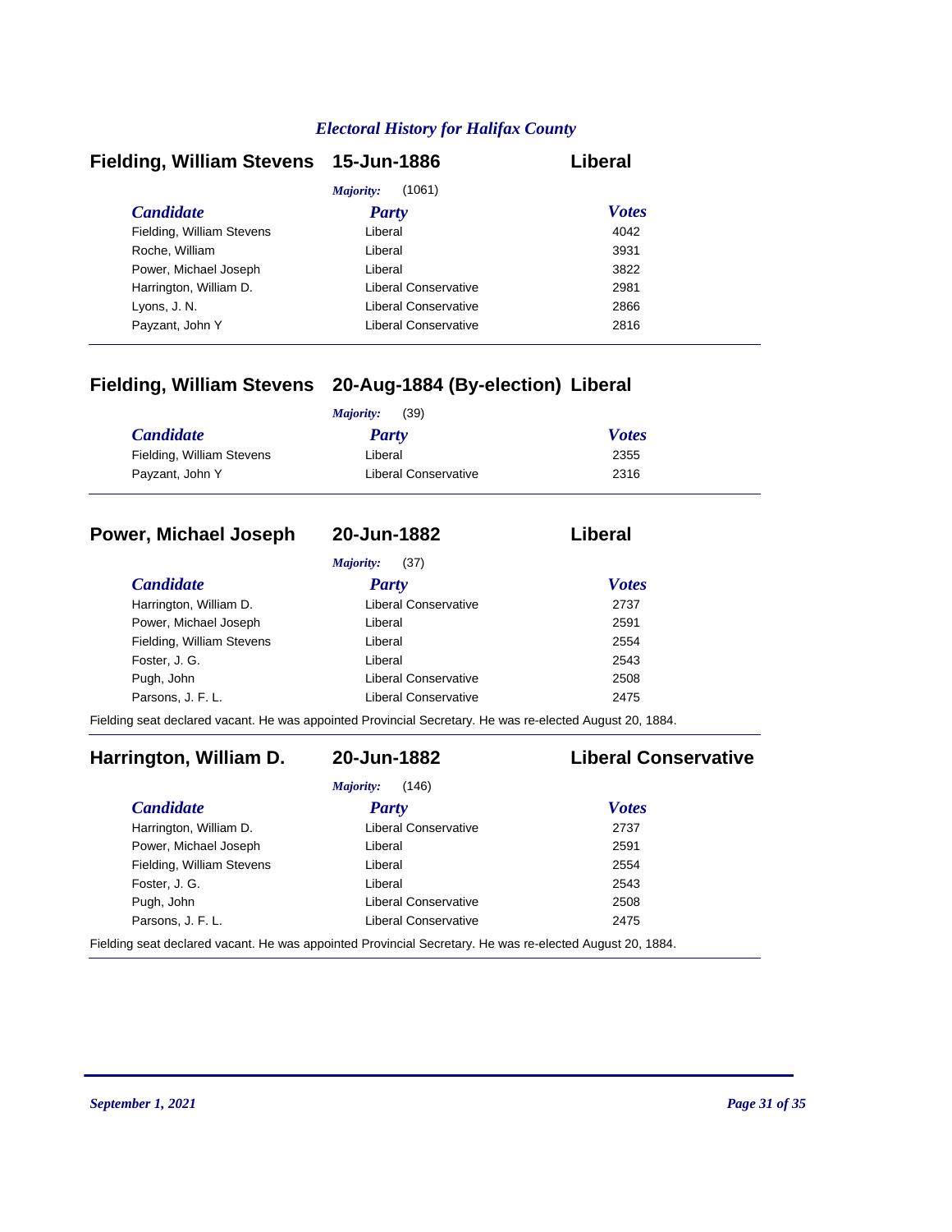## Fielding, William Stevens — 15-Jun-1886 — Liberal

*Majority:* (1061)

| Candidate | Party | Votes |
|---|---|---|
| Fielding, William Stevens | Liberal | 4042 |
| Roche, William | Liberal | 3931 |
| Power, Michael Joseph | Liberal | 3822 |
| Harrington, William D. | Liberal Conservative | 2981 |
| Lyons, J. N. | Liberal Conservative | 2866 |
| Payzant, John Y | Liberal Conservative | 2816 |

## Fielding, William Stevens — 20-Aug-1884 (By-election) — Liberal

*Majority:* (39)

| Candidate | Party | Votes |
|---|---|---|
| Fielding, William Stevens | Liberal | 2355 |
| Payzant, John Y | Liberal Conservative | 2316 |

## Power, Michael Joseph — 20-Jun-1882 — Liberal

*Majority:* (37)

| Candidate | Party | Votes |
|---|---|---|
| Harrington, William D. | Liberal Conservative | 2737 |
| Power, Michael Joseph | Liberal | 2591 |
| Fielding, William Stevens | Liberal | 2554 |
| Foster, J. G. | Liberal | 2543 |
| Pugh, John | Liberal Conservative | 2508 |
| Parsons, J. F. L. | Liberal Conservative | 2475 |

Fielding seat declared vacant. He was appointed Provincial Secretary. He was re-elected August 20, 1884.

## Harrington, William D. — 20-Jun-1882 — Liberal Conservative

*Majority:* (146)

| Candidate | Party | Votes |
|---|---|---|
| Harrington, William D. | Liberal Conservative | 2737 |
| Power, Michael Joseph | Liberal | 2591 |
| Fielding, William Stevens | Liberal | 2554 |
| Foster, J. G. | Liberal | 2543 |
| Pugh, John | Liberal Conservative | 2508 |
| Parsons, J. F. L. | Liberal Conservative | 2475 |

Fielding seat declared vacant. He was appointed Provincial Secretary. He was re-elected August 20, 1884.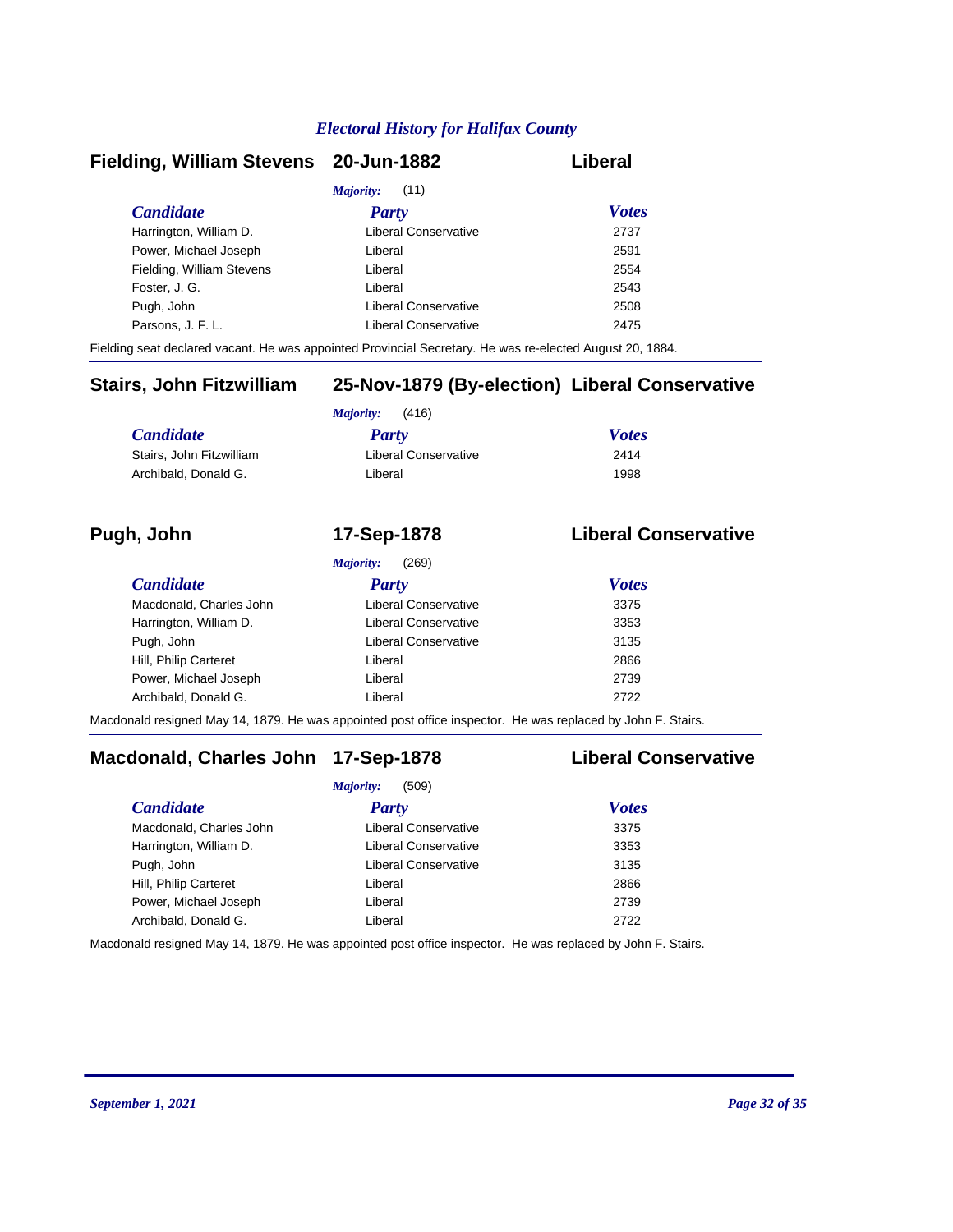## Electoral History for Halifax County

### Fielding, William Stevens — 20-Jun-1882 — Liberal

*Majority:* (11)

| Candidate | Party | Votes |
|---|---|---|
| Harrington, William D. | Liberal Conservative | 2737 |
| Power, Michael Joseph | Liberal | 2591 |
| Fielding, William Stevens | Liberal | 2554 |
| Foster, J. G. | Liberal | 2543 |
| Pugh, John | Liberal Conservative | 2508 |
| Parsons, J. F. L. | Liberal Conservative | 2475 |

Fielding seat declared vacant. He was appointed Provincial Secretary. He was re-elected August 20, 1884.

### Stairs, John Fitzwilliam — 25-Nov-1879 (By-election) — Liberal Conservative

*Majority:* (416)

| Candidate | Party | Votes |
|---|---|---|
| Stairs, John Fitzwilliam | Liberal Conservative | 2414 |
| Archibald, Donald G. | Liberal | 1998 |

### Pugh, John — 17-Sep-1878 — Liberal Conservative

*Majority:* (269)

| Candidate | Party | Votes |
|---|---|---|
| Macdonald, Charles John | Liberal Conservative | 3375 |
| Harrington, William D. | Liberal Conservative | 3353 |
| Pugh, John | Liberal Conservative | 3135 |
| Hill, Philip Carteret | Liberal | 2866 |
| Power, Michael Joseph | Liberal | 2739 |
| Archibald, Donald G. | Liberal | 2722 |

Macdonald resigned May 14, 1879. He was appointed post office inspector. He was replaced by John F. Stairs.

### Macdonald, Charles John — 17-Sep-1878 — Liberal Conservative

*Majority:* (509)

| Candidate | Party | Votes |
|---|---|---|
| Macdonald, Charles John | Liberal Conservative | 3375 |
| Harrington, William D. | Liberal Conservative | 3353 |
| Pugh, John | Liberal Conservative | 3135 |
| Hill, Philip Carteret | Liberal | 2866 |
| Power, Michael Joseph | Liberal | 2739 |
| Archibald, Donald G. | Liberal | 2722 |

Macdonald resigned May 14, 1879. He was appointed post office inspector. He was replaced by John F. Stairs.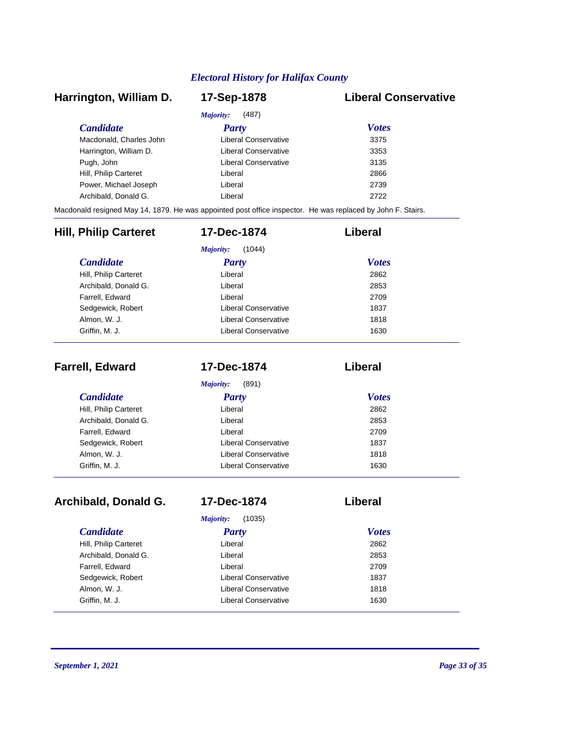## Harrington, William D. — 17-Sep-1878 — Liberal Conservative

*Majority:* (487)

| Candidate | Party | Votes |
|---|---|---|
| Macdonald, Charles John | Liberal Conservative | 3375 |
| Harrington, William D. | Liberal Conservative | 3353 |
| Pugh, John | Liberal Conservative | 3135 |
| Hill, Philip Carteret | Liberal | 2866 |
| Power, Michael Joseph | Liberal | 2739 |
| Archibald, Donald G. | Liberal | 2722 |

Macdonald resigned May 14, 1879. He was appointed post office inspector. He was replaced by John F. Stairs.

---

## Hill, Philip Carteret — 17-Dec-1874 — Liberal

*Majority:* (1044)

| Candidate | Party | Votes |
|---|---|---|
| Hill, Philip Carteret | Liberal | 2862 |
| Archibald, Donald G. | Liberal | 2853 |
| Farrell, Edward | Liberal | 2709 |
| Sedgewick, Robert | Liberal Conservative | 1837 |
| Almon, W. J. | Liberal Conservative | 1818 |
| Griffin, M. J. | Liberal Conservative | 1630 |

---

## Farrell, Edward — 17-Dec-1874 — Liberal

*Majority:* (891)

| Candidate | Party | Votes |
|---|---|---|
| Hill, Philip Carteret | Liberal | 2862 |
| Archibald, Donald G. | Liberal | 2853 |
| Farrell, Edward | Liberal | 2709 |
| Sedgewick, Robert | Liberal Conservative | 1837 |
| Almon, W. J. | Liberal Conservative | 1818 |
| Griffin, M. J. | Liberal Conservative | 1630 |

---

## Archibald, Donald G. — 17-Dec-1874 — Liberal

*Majority:* (1035)

| Candidate | Party | Votes |
|---|---|---|
| Hill, Philip Carteret | Liberal | 2862 |
| Archibald, Donald G. | Liberal | 2853 |
| Farrell, Edward | Liberal | 2709 |
| Sedgewick, Robert | Liberal Conservative | 1837 |
| Almon, W. J. | Liberal Conservative | 1818 |
| Griffin, M. J. | Liberal Conservative | 1630 |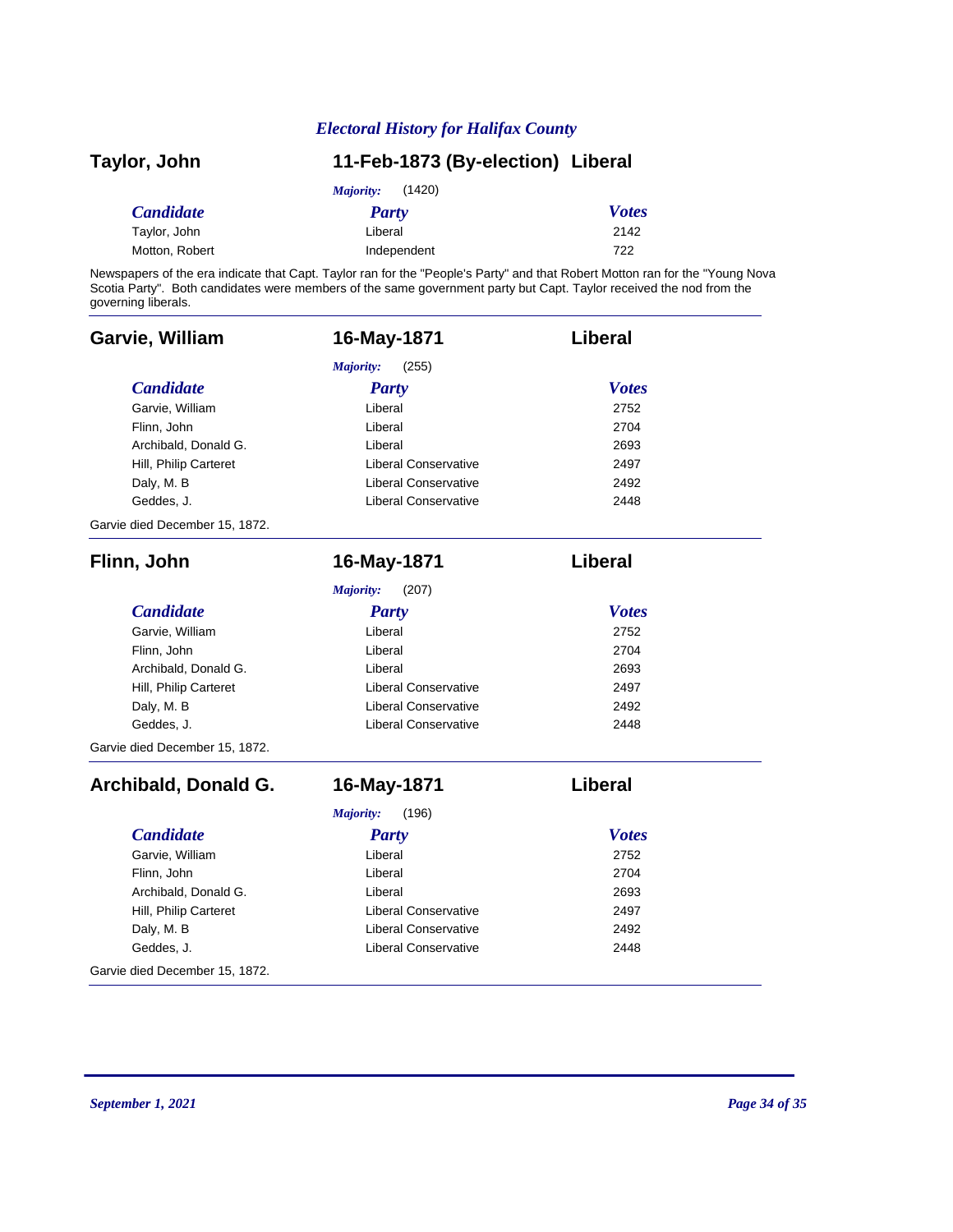## Taylor, John — 11-Feb-1873 (By-election) — Liberal

*Majority:* (1420)

| *Candidate* | *Party* | *Votes* |
|---|---|---|
| Taylor, John | Liberal | 2142 |
| Motton, Robert | Independent | 722 |

Newspapers of the era indicate that Capt. Taylor ran for the "People's Party" and that Robert Motton ran for the "Young Nova Scotia Party". Both candidates were members of the same government party but Capt. Taylor received the nod from the governing liberals.

---

## Garvie, William — 16-May-1871 — Liberal

*Majority:* (255)

| *Candidate* | *Party* | *Votes* |
|---|---|---|
| Garvie, William | Liberal | 2752 |
| Flinn, John | Liberal | 2704 |
| Archibald, Donald G. | Liberal | 2693 |
| Hill, Philip Carteret | Liberal Conservative | 2497 |
| Daly, M. B | Liberal Conservative | 2492 |
| Geddes, J. | Liberal Conservative | 2448 |

Garvie died December 15, 1872.

---

## Flinn, John — 16-May-1871 — Liberal

*Majority:* (207)

| *Candidate* | *Party* | *Votes* |
|---|---|---|
| Garvie, William | Liberal | 2752 |
| Flinn, John | Liberal | 2704 |
| Archibald, Donald G. | Liberal | 2693 |
| Hill, Philip Carteret | Liberal Conservative | 2497 |
| Daly, M. B | Liberal Conservative | 2492 |
| Geddes, J. | Liberal Conservative | 2448 |

Garvie died December 15, 1872.

---

## Archibald, Donald G. — 16-May-1871 — Liberal

*Majority:* (196)

| *Candidate* | *Party* | *Votes* |
|---|---|---|
| Garvie, William | Liberal | 2752 |
| Flinn, John | Liberal | 2704 |
| Archibald, Donald G. | Liberal | 2693 |
| Hill, Philip Carteret | Liberal Conservative | 2497 |
| Daly, M. B | Liberal Conservative | 2492 |
| Geddes, J. | Liberal Conservative | 2448 |

Garvie died December 15, 1872.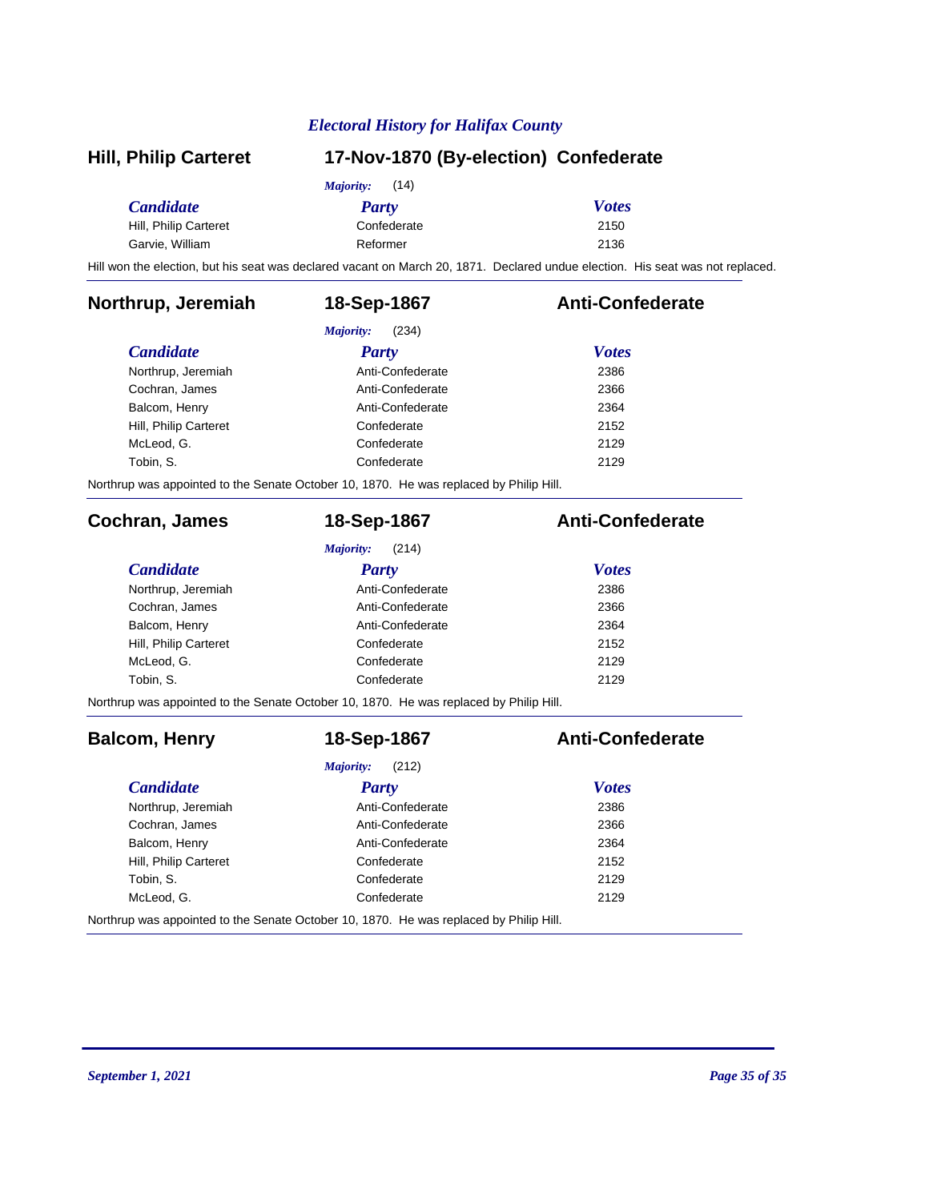## Hill, Philip Carteret — 17-Nov-1870 (By-election) — Confederate

*Majority:* (14)

| Candidate | Party | Votes |
| --- | --- | --- |
| Hill, Philip Carteret | Confederate | 2150 |
| Garvie, William | Reformer | 2136 |

Hill won the election, but his seat was declared vacant on March 20, 1871. Declared undue election. His seat was not replaced.

## Northrup, Jeremiah — 18-Sep-1867 — Anti-Confederate

*Majority:* (234)

| Candidate | Party | Votes |
| --- | --- | --- |
| Northrup, Jeremiah | Anti-Confederate | 2386 |
| Cochran, James | Anti-Confederate | 2366 |
| Balcom, Henry | Anti-Confederate | 2364 |
| Hill, Philip Carteret | Confederate | 2152 |
| McLeod, G. | Confederate | 2129 |
| Tobin, S. | Confederate | 2129 |

Northrup was appointed to the Senate October 10, 1870. He was replaced by Philip Hill.

## Cochran, James — 18-Sep-1867 — Anti-Confederate

*Majority:* (214)

| Candidate | Party | Votes |
| --- | --- | --- |
| Northrup, Jeremiah | Anti-Confederate | 2386 |
| Cochran, James | Anti-Confederate | 2366 |
| Balcom, Henry | Anti-Confederate | 2364 |
| Hill, Philip Carteret | Confederate | 2152 |
| McLeod, G. | Confederate | 2129 |
| Tobin, S. | Confederate | 2129 |

Northrup was appointed to the Senate October 10, 1870. He was replaced by Philip Hill.

## Balcom, Henry — 18-Sep-1867 — Anti-Confederate

*Majority:* (212)

| Candidate | Party | Votes |
| --- | --- | --- |
| Northrup, Jeremiah | Anti-Confederate | 2386 |
| Cochran, James | Anti-Confederate | 2366 |
| Balcom, Henry | Anti-Confederate | 2364 |
| Hill, Philip Carteret | Confederate | 2152 |
| Tobin, S. | Confederate | 2129 |
| McLeod, G. | Confederate | 2129 |

Northrup was appointed to the Senate October 10, 1870. He was replaced by Philip Hill.